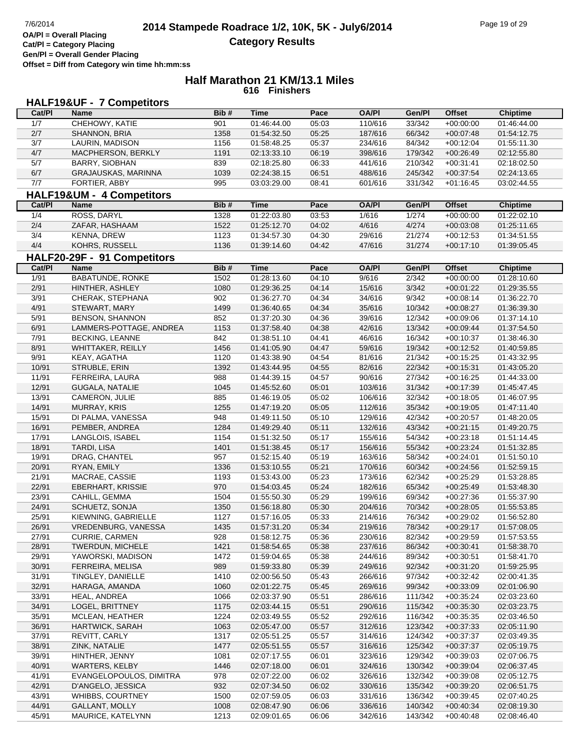# 2014 Stampede Roadrace 1/2, 10K, 5K - July6/2014

## Category Results

OA/Pl = Overall Placing
Cat/Pl = Category Placing
Gen/Pl = Overall Gender Placing
Offset = Diff from Category win time hh:mm:ss

## Half Marathon 21 KM/13.1 Miles

**616 Finishers**

### HALF19&UF - 7 Competitors

| Cat/Pl | Name | Bib # | Time | Pace | OA/Pl | Gen/Pl | Offset | Chiptime |
|---|---|---|---|---|---|---|---|---|
| 1/7 | CHEHOWY, KATIE | 901 | 01:46:44.00 | 05:03 | 110/616 | 33/342 | +00:00:00 | 01:46:44.00 |
| 2/7 | SHANNON, BRIA | 1358 | 01:54:32.50 | 05:25 | 187/616 | 66/342 | +00:07:48 | 01:54:12.75 |
| 3/7 | LAURIN, MADISON | 1156 | 01:58:48.25 | 05:37 | 234/616 | 84/342 | +00:12:04 | 01:55:11.30 |
| 4/7 | MACPHERSON, BERKLY | 1191 | 02:13:33.10 | 06:19 | 398/616 | 179/342 | +00:26:49 | 02:12:55.80 |
| 5/7 | BARRY, SIOBHAN | 839 | 02:18:25.80 | 06:33 | 441/616 | 210/342 | +00:31:41 | 02:18:02.50 |
| 6/7 | GRAJAUSKAS, MARINNA | 1039 | 02:24:38.15 | 06:51 | 488/616 | 245/342 | +00:37:54 | 02:24:13.65 |
| 7/7 | FORTIER, ABBY | 995 | 03:03:29.00 | 08:41 | 601/616 | 331/342 | +01:16:45 | 03:02:44.55 |

### HALF19&UM - 4 Competitors

| Cat/Pl | Name | Bib # | Time | Pace | OA/Pl | Gen/Pl | Offset | Chiptime |
|---|---|---|---|---|---|---|---|---|
| 1/4 | ROSS, DARYL | 1328 | 01:22:03.80 | 03:53 | 1/616 | 1/274 | +00:00:00 | 01:22:02.10 |
| 2/4 | ZAFAR, HASHAAM | 1522 | 01:25:12.70 | 04:02 | 4/616 | 4/274 | +00:03:08 | 01:25:11.65 |
| 3/4 | KENNA, DREW | 1123 | 01:34:57.30 | 04:30 | 29/616 | 21/274 | +00:12:53 | 01:34:51.55 |
| 4/4 | KOHRS, RUSSELL | 1136 | 01:39:14.60 | 04:42 | 47/616 | 31/274 | +00:17:10 | 01:39:05.45 |

### HALF20-29F - 91 Competitors

| Cat/Pl | Name | Bib # | Time | Pace | OA/Pl | Gen/Pl | Offset | Chiptime |
|---|---|---|---|---|---|---|---|---|
| 1/91 | BABATUNDE, RONKE | 1502 | 01:28:13.60 | 04:10 | 9/616 | 2/342 | +00:00:00 | 01:28:10.60 |
| 2/91 | HINTHER, ASHLEY | 1080 | 01:29:36.25 | 04:14 | 15/616 | 3/342 | +00:01:22 | 01:29:35.55 |
| 3/91 | CHERAK, STEPHANA | 902 | 01:36:27.70 | 04:34 | 34/616 | 9/342 | +00:08:14 | 01:36:22.70 |
| 4/91 | STEWART, MARY | 1499 | 01:36:40.65 | 04:34 | 35/616 | 10/342 | +00:08:27 | 01:36:39.30 |
| 5/91 | BENSON, SHANNON | 852 | 01:37:20.30 | 04:36 | 39/616 | 12/342 | +00:09:06 | 01:37:14.10 |
| 6/91 | LAMMERS-POTTAGE, ANDREA | 1153 | 01:37:58.40 | 04:38 | 42/616 | 13/342 | +00:09:44 | 01:37:54.50 |
| 7/91 | BECKING, LEANNE | 842 | 01:38:51.10 | 04:41 | 46/616 | 16/342 | +00:10:37 | 01:38:46.30 |
| 8/91 | WHITTAKER, REILLY | 1456 | 01:41:05.90 | 04:47 | 59/616 | 19/342 | +00:12:52 | 01:40:59.85 |
| 9/91 | KEAY, AGATHA | 1120 | 01:43:38.90 | 04:54 | 81/616 | 21/342 | +00:15:25 | 01:43:32.95 |
| 10/91 | STRUBLE, ERIN | 1392 | 01:43:44.95 | 04:55 | 82/616 | 22/342 | +00:15:31 | 01:43:05.20 |
| 11/91 | FERREIRA, LAURA | 988 | 01:44:39.15 | 04:57 | 90/616 | 27/342 | +00:16:25 | 01:44:33.00 |
| 12/91 | GUGALA, NATALIE | 1045 | 01:45:52.60 | 05:01 | 103/616 | 31/342 | +00:17:39 | 01:45:47.45 |
| 13/91 | CAMERON, JULIE | 885 | 01:46:19.05 | 05:02 | 106/616 | 32/342 | +00:18:05 | 01:46:07.95 |
| 14/91 | MURRAY, KRIS | 1255 | 01:47:19.20 | 05:05 | 112/616 | 35/342 | +00:19:05 | 01:47:11.40 |
| 15/91 | DI PALMA, VANESSA | 948 | 01:49:11.50 | 05:10 | 129/616 | 42/342 | +00:20:57 | 01:48:20.05 |
| 16/91 | PEMBER, ANDREA | 1284 | 01:49:29.40 | 05:11 | 132/616 | 43/342 | +00:21:15 | 01:49:20.75 |
| 17/91 | LANGLOIS, ISABEL | 1154 | 01:51:32.50 | 05:17 | 155/616 | 54/342 | +00:23:18 | 01:51:14.45 |
| 18/91 | TARDI, LISA | 1401 | 01:51:38.45 | 05:17 | 156/616 | 55/342 | +00:23:24 | 01:51:32.85 |
| 19/91 | DRAG, CHANTEL | 957 | 01:52:15.40 | 05:19 | 163/616 | 58/342 | +00:24:01 | 01:51:50.10 |
| 20/91 | RYAN, EMILY | 1336 | 01:53:10.55 | 05:21 | 170/616 | 60/342 | +00:24:56 | 01:52:59.15 |
| 21/91 | MACRAE, CASSIE | 1193 | 01:53:43.00 | 05:23 | 173/616 | 62/342 | +00:25:29 | 01:53:28.85 |
| 22/91 | EBERHART, KRISSIE | 970 | 01:54:03.45 | 05:24 | 182/616 | 65/342 | +00:25:49 | 01:53:48.30 |
| 23/91 | CAHILL, GEMMA | 1504 | 01:55:50.30 | 05:29 | 199/616 | 69/342 | +00:27:36 | 01:55:37.90 |
| 24/91 | SCHUETZ, SONJA | 1350 | 01:56:18.80 | 05:30 | 204/616 | 70/342 | +00:28:05 | 01:55:53.85 |
| 25/91 | KIEWNING, GABRIELLE | 1127 | 01:57:16.05 | 05:33 | 214/616 | 76/342 | +00:29:02 | 01:56:52.80 |
| 26/91 | VREDENBURG, VANESSA | 1435 | 01:57:31.20 | 05:34 | 219/616 | 78/342 | +00:29:17 | 01:57:08.05 |
| 27/91 | CURRIE, CARMEN | 928 | 01:58:12.75 | 05:36 | 230/616 | 82/342 | +00:29:59 | 01:57:53.55 |
| 28/91 | TWERDUN, MICHELE | 1421 | 01:58:54.65 | 05:38 | 237/616 | 86/342 | +00:30:41 | 01:58:38.70 |
| 29/91 | YAWORSKI, MADISON | 1472 | 01:59:04.65 | 05:38 | 244/616 | 89/342 | +00:30:51 | 01:58:41.70 |
| 30/91 | FERREIRA, MELISA | 989 | 01:59:33.80 | 05:39 | 249/616 | 92/342 | +00:31:20 | 01:59:25.95 |
| 31/91 | TINGLEY, DANIELLE | 1410 | 02:00:56.50 | 05:43 | 266/616 | 97/342 | +00:32:42 | 02:00:41.35 |
| 32/91 | HARAGA, AMANDA | 1060 | 02:01:22.75 | 05:45 | 269/616 | 99/342 | +00:33:09 | 02:01:06.90 |
| 33/91 | HEAL, ANDREA | 1066 | 02:03:37.90 | 05:51 | 286/616 | 111/342 | +00:35:24 | 02:03:23.60 |
| 34/91 | LOGEL, BRITTNEY | 1175 | 02:03:44.15 | 05:51 | 290/616 | 115/342 | +00:35:30 | 02:03:23.75 |
| 35/91 | MCLEAN, HEATHER | 1224 | 02:03:49.55 | 05:52 | 292/616 | 116/342 | +00:35:35 | 02:03:46.50 |
| 36/91 | HARTWICK, SARAH | 1063 | 02:05:47.00 | 05:57 | 312/616 | 123/342 | +00:37:33 | 02:05:11.90 |
| 37/91 | REVITT, CARLY | 1317 | 02:05:51.25 | 05:57 | 314/616 | 124/342 | +00:37:37 | 02:03:49.35 |
| 38/91 | ZINK, NATALIE | 1477 | 02:05:51.55 | 05:57 | 316/616 | 125/342 | +00:37:37 | 02:05:19.75 |
| 39/91 | HINTHER, JENNY | 1081 | 02:07:17.55 | 06:01 | 323/616 | 129/342 | +00:39:03 | 02:07:06.75 |
| 40/91 | WARTERS, KELBY | 1446 | 02:07:18.00 | 06:01 | 324/616 | 130/342 | +00:39:04 | 02:06:37.45 |
| 41/91 | EVANGELOPOULOS, DIMITRA | 978 | 02:07:22.00 | 06:02 | 326/616 | 132/342 | +00:39:08 | 02:05:12.75 |
| 42/91 | D'ANGELO, JESSICA | 932 | 02:07:34.50 | 06:02 | 330/616 | 135/342 | +00:39:20 | 02:06:51.75 |
| 43/91 | WHIBBS, COURTNEY | 1500 | 02:07:59.05 | 06:03 | 331/616 | 136/342 | +00:39:45 | 02:07:40.25 |
| 44/91 | GALLANT, MOLLY | 1008 | 02:08:47.90 | 06:06 | 336/616 | 140/342 | +00:40:34 | 02:08:19.30 |
| 45/91 | MAURICE, KATELYNN | 1213 | 02:09:01.65 | 06:06 | 342/616 | 143/342 | +00:40:48 | 02:08:46.40 |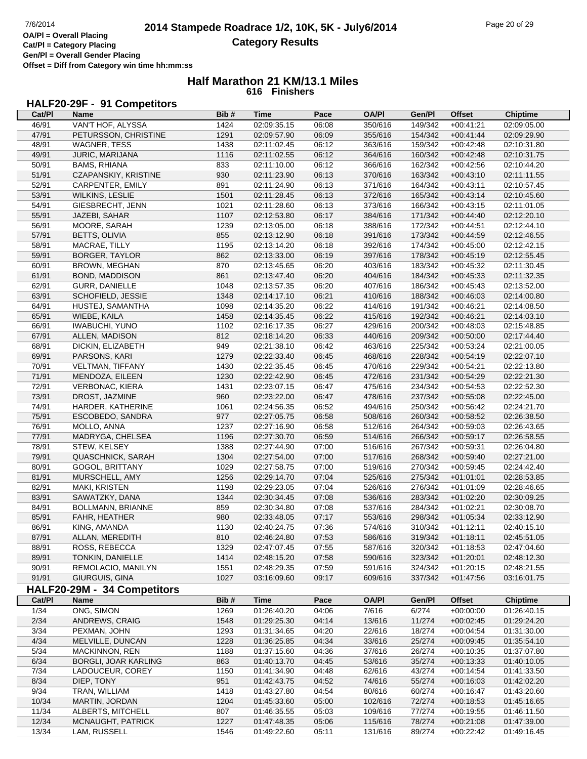OA/Pl = Overall Placing
Cat/Pl = Category Placing
Gen/Pl = Overall Gender Placing
Offset = Diff from Category win time hh:mm:ss

# 2014 Stampede Roadrace 1/2, 10K, 5K - July6/2014
## Category Results

### Half Marathon 21 KM/13.1 Miles
616 Finishers

### HALF20-29F - 91 Competitors

| Cat/Pl | Name | Bib # | Time | Pace | OA/Pl | Gen/Pl | Offset | Chiptime |
|---|---|---|---|---|---|---|---|---|
| 46/91 | VAN'T HOF, ALYSSA | 1424 | 02:09:35.15 | 06:08 | 350/616 | 149/342 | +00:41:21 | 02:09:05.00 |
| 47/91 | PETURSSON, CHRISTINE | 1291 | 02:09:57.90 | 06:09 | 355/616 | 154/342 | +00:41:44 | 02:09:29.90 |
| 48/91 | WAGNER, TESS | 1438 | 02:11:02.45 | 06:12 | 363/616 | 159/342 | +00:42:48 | 02:10:31.80 |
| 49/91 | JURIC, MARIJANA | 1116 | 02:11:02.55 | 06:12 | 364/616 | 160/342 | +00:42:48 | 02:10:31.75 |
| 50/91 | BAMS, RHIANA | 833 | 02:11:10.00 | 06:12 | 366/616 | 162/342 | +00:42:56 | 02:10:44.20 |
| 51/91 | CZAPANSKIY, KRISTINE | 930 | 02:11:23.90 | 06:13 | 370/616 | 163/342 | +00:43:10 | 02:11:11.55 |
| 52/91 | CARPENTER, EMILY | 891 | 02:11:24.90 | 06:13 | 371/616 | 164/342 | +00:43:11 | 02:10:57.45 |
| 53/91 | WILKINS, LESLIE | 1501 | 02:11:28.45 | 06:13 | 372/616 | 165/342 | +00:43:14 | 02:10:45.60 |
| 54/91 | GIESBRECHT, JENN | 1021 | 02:11:28.60 | 06:13 | 373/616 | 166/342 | +00:43:15 | 02:11:01.05 |
| 55/91 | JAZEBI, SAHAR | 1107 | 02:12:53.80 | 06:17 | 384/616 | 171/342 | +00:44:40 | 02:12:20.10 |
| 56/91 | MOORE, SARAH | 1239 | 02:13:05.00 | 06:18 | 388/616 | 172/342 | +00:44:51 | 02:12:44.10 |
| 57/91 | BETTS, OLIVIA | 855 | 02:13:12.90 | 06:18 | 391/616 | 173/342 | +00:44:59 | 02:12:46.55 |
| 58/91 | MACRAE, TILLY | 1195 | 02:13:14.20 | 06:18 | 392/616 | 174/342 | +00:45:00 | 02:12:42.15 |
| 59/91 | BORGER, TAYLOR | 862 | 02:13:33.00 | 06:19 | 397/616 | 178/342 | +00:45:19 | 02:12:55.45 |
| 60/91 | BROWN, MEGHAN | 870 | 02:13:45.65 | 06:20 | 403/616 | 183/342 | +00:45:32 | 02:11:30.45 |
| 61/91 | BOND, MADDISON | 861 | 02:13:47.40 | 06:20 | 404/616 | 184/342 | +00:45:33 | 02:11:32.35 |
| 62/91 | GURR, DANIELLE | 1048 | 02:13:57.35 | 06:20 | 407/616 | 186/342 | +00:45:43 | 02:13:52.00 |
| 63/91 | SCHOFIELD, JESSIE | 1348 | 02:14:17.10 | 06:21 | 410/616 | 188/342 | +00:46:03 | 02:14:00.80 |
| 64/91 | HUSTEJ, SAMANTHA | 1098 | 02:14:35.20 | 06:22 | 414/616 | 191/342 | +00:46:21 | 02:14:08.50 |
| 65/91 | WIEBE, KAILA | 1458 | 02:14:35.45 | 06:22 | 415/616 | 192/342 | +00:46:21 | 02:14:03.10 |
| 66/91 | IWABUCHI, YUNO | 1102 | 02:16:17.35 | 06:27 | 429/616 | 200/342 | +00:48:03 | 02:15:48.85 |
| 67/91 | ALLEN, MADISON | 812 | 02:18:14.20 | 06:33 | 440/616 | 209/342 | +00:50:00 | 02:17:44.40 |
| 68/91 | DICKIN, ELIZABETH | 949 | 02:21:38.10 | 06:42 | 463/616 | 225/342 | +00:53:24 | 02:21:00.05 |
| 69/91 | PARSONS, KARI | 1279 | 02:22:33.40 | 06:45 | 468/616 | 228/342 | +00:54:19 | 02:22:07.10 |
| 70/91 | VELTMAN, TIFFANY | 1430 | 02:22:35.45 | 06:45 | 470/616 | 229/342 | +00:54:21 | 02:22:13.80 |
| 71/91 | MENDOZA, EILEEN | 1230 | 02:22:42.90 | 06:45 | 472/616 | 231/342 | +00:54:29 | 02:22:21.30 |
| 72/91 | VERBONAC, KIERA | 1431 | 02:23:07.15 | 06:47 | 475/616 | 234/342 | +00:54:53 | 02:22:52.30 |
| 73/91 | DROST, JAZMINE | 960 | 02:23:22.00 | 06:47 | 478/616 | 237/342 | +00:55:08 | 02:22:45.00 |
| 74/91 | HARDER, KATHERINE | 1061 | 02:24:56.35 | 06:52 | 494/616 | 250/342 | +00:56:42 | 02:24:21.70 |
| 75/91 | ESCOBEDO, SANDRA | 977 | 02:27:05.75 | 06:58 | 508/616 | 260/342 | +00:58:52 | 02:26:38.50 |
| 76/91 | MOLLO, ANNA | 1237 | 02:27:16.90 | 06:58 | 512/616 | 264/342 | +00:59:03 | 02:26:43.65 |
| 77/91 | MADRYGA, CHELSEA | 1196 | 02:27:30.70 | 06:59 | 514/616 | 266/342 | +00:59:17 | 02:26:58.55 |
| 78/91 | STEW, KELSEY | 1388 | 02:27:44.90 | 07:00 | 516/616 | 267/342 | +00:59:31 | 02:26:04.80 |
| 79/91 | QUASCHNICK, SARAH | 1304 | 02:27:54.00 | 07:00 | 517/616 | 268/342 | +00:59:40 | 02:27:21.00 |
| 80/91 | GOGOL, BRITTANY | 1029 | 02:27:58.75 | 07:00 | 519/616 | 270/342 | +00:59:45 | 02:24:42.40 |
| 81/91 | MURSCHELL, AMY | 1256 | 02:29:14.70 | 07:04 | 525/616 | 275/342 | +01:01:01 | 02:28:53.85 |
| 82/91 | MAKI, KRISTEN | 1198 | 02:29:23.05 | 07:04 | 526/616 | 276/342 | +01:01:09 | 02:28:46.65 |
| 83/91 | SAWATZKY, DANA | 1344 | 02:30:34.45 | 07:08 | 536/616 | 283/342 | +01:02:20 | 02:30:09.25 |
| 84/91 | BOLLMANN, BRIANNE | 859 | 02:30:34.80 | 07:08 | 537/616 | 284/342 | +01:02:21 | 02:30:08.70 |
| 85/91 | FAHR, HEATHER | 980 | 02:33:48.05 | 07:17 | 553/616 | 298/342 | +01:05:34 | 02:33:12.90 |
| 86/91 | KING, AMANDA | 1130 | 02:40:24.75 | 07:36 | 574/616 | 310/342 | +01:12:11 | 02:40:15.10 |
| 87/91 | ALLAN, MEREDITH | 810 | 02:46:24.80 | 07:53 | 586/616 | 319/342 | +01:18:11 | 02:45:51.05 |
| 88/91 | ROSS, REBECCA | 1329 | 02:47:07.45 | 07:55 | 587/616 | 320/342 | +01:18:53 | 02:47:04.60 |
| 89/91 | TONKIN, DANIELLE | 1414 | 02:48:15.20 | 07:58 | 590/616 | 323/342 | +01:20:01 | 02:48:12.30 |
| 90/91 | REMOLACIO, MANILYN | 1551 | 02:48:29.35 | 07:59 | 591/616 | 324/342 | +01:20:15 | 02:48:21.55 |
| 91/91 | GIURGUIS, GINA | 1027 | 03:16:09.60 | 09:17 | 609/616 | 337/342 | +01:47:56 | 03:16:01.75 |

### HALF20-29M - 34 Competitors

| Cat/Pl | Name | Bib # | Time | Pace | OA/Pl | Gen/Pl | Offset | Chiptime |
|---|---|---|---|---|---|---|---|---|
| 1/34 | ONG, SIMON | 1269 | 01:26:40.20 | 04:06 | 7/616 | 6/274 | +00:00:00 | 01:26:40.15 |
| 2/34 | ANDREWS, CRAIG | 1548 | 01:29:25.30 | 04:14 | 13/616 | 11/274 | +00:02:45 | 01:29:24.20 |
| 3/34 | PEXMAN, JOHN | 1293 | 01:31:34.65 | 04:20 | 22/616 | 18/274 | +00:04:54 | 01:31:30.00 |
| 4/34 | MELVILLE, DUNCAN | 1228 | 01:36:25.85 | 04:34 | 33/616 | 25/274 | +00:09:45 | 01:35:54.10 |
| 5/34 | MACKINNON, REN | 1188 | 01:37:15.60 | 04:36 | 37/616 | 26/274 | +00:10:35 | 01:37:07.80 |
| 6/34 | BORGLI, JOAR KARLING | 863 | 01:40:13.70 | 04:45 | 53/616 | 35/274 | +00:13:33 | 01:40:10.05 |
| 7/34 | LADOUCEUR, COREY | 1150 | 01:41:34.90 | 04:48 | 62/616 | 43/274 | +00:14:54 | 01:41:33.50 |
| 8/34 | DIEP, TONY | 951 | 01:42:43.75 | 04:52 | 74/616 | 55/274 | +00:16:03 | 01:42:02.20 |
| 9/34 | TRAN, WILLIAM | 1418 | 01:43:27.80 | 04:54 | 80/616 | 60/274 | +00:16:47 | 01:43:20.60 |
| 10/34 | MARTIN, JORDAN | 1204 | 01:45:33.60 | 05:00 | 102/616 | 72/274 | +00:18:53 | 01:45:16.65 |
| 11/34 | ALBERTS, MITCHELL | 807 | 01:46:35.55 | 05:03 | 109/616 | 77/274 | +00:19:55 | 01:46:11.50 |
| 12/34 | MCNAUGHT, PATRICK | 1227 | 01:47:48.35 | 05:06 | 115/616 | 78/274 | +00:21:08 | 01:47:39.00 |
| 13/34 | LAM, RUSSELL | 1546 | 01:49:22.60 | 05:11 | 131/616 | 89/274 | +00:22:42 | 01:49:16.45 |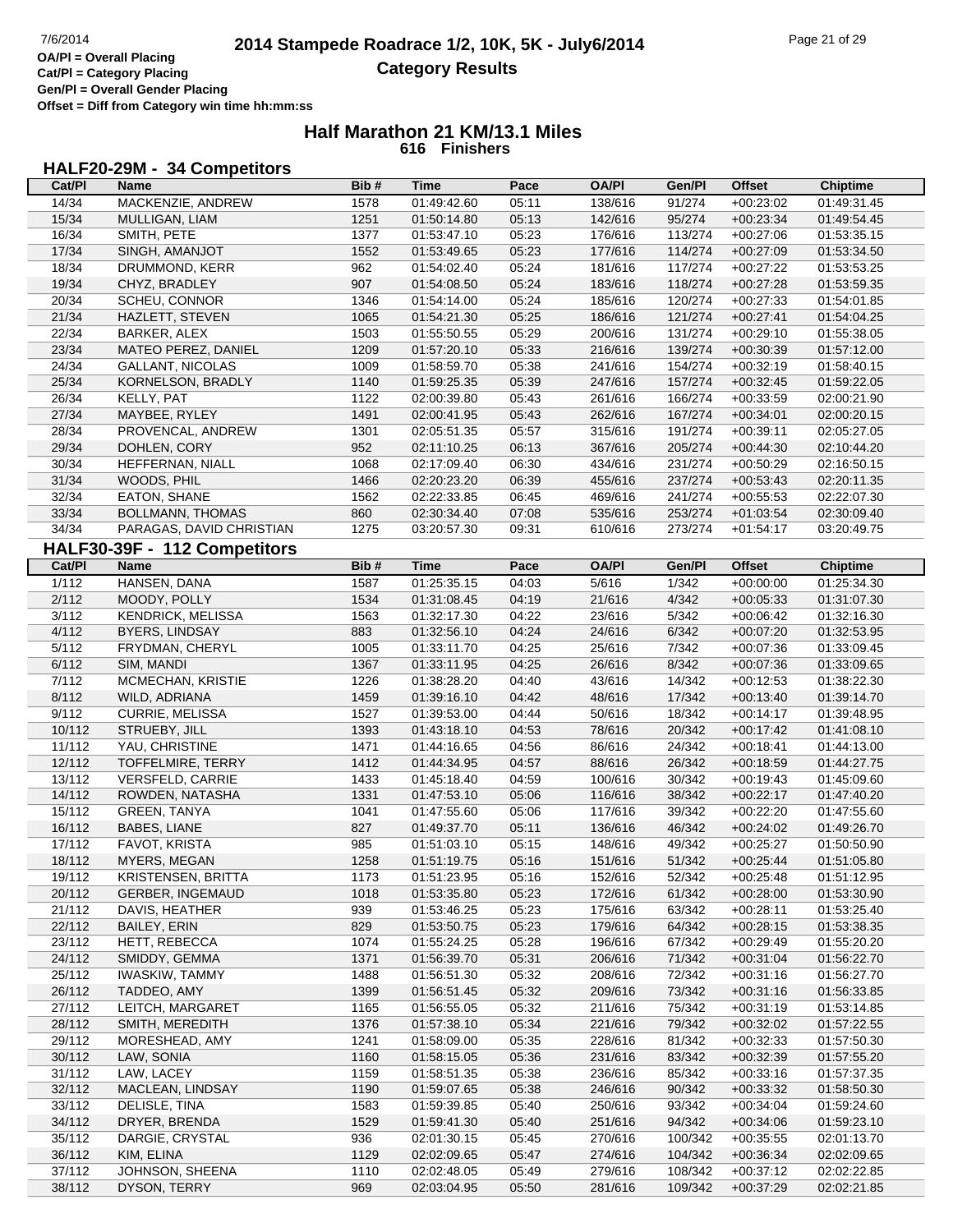OA/Pl = Overall Placing
Cat/Pl = Category Placing
Gen/Pl = Overall Gender Placing
Offset = Diff from Category win time hh:mm:ss

# 2014 Stampede Roadrace 1/2, 10K, 5K - July6/2014
## Category Results

### Half Marathon 21 KM/13.1 Miles
**616 Finishers**

### HALF20-29M - 34 Competitors

| Cat/Pl | Name | Bib # | Time | Pace | OA/Pl | Gen/Pl | Offset | Chiptime |
|---|---|---|---|---|---|---|---|---|
| 14/34 | MACKENZIE, ANDREW | 1578 | 01:49:42.60 | 05:11 | 138/616 | 91/274 | +00:23:02 | 01:49:31.45 |
| 15/34 | MULLIGAN, LIAM | 1251 | 01:50:14.80 | 05:13 | 142/616 | 95/274 | +00:23:34 | 01:49:54.45 |
| 16/34 | SMITH, PETE | 1377 | 01:53:47.10 | 05:23 | 176/616 | 113/274 | +00:27:06 | 01:53:35.15 |
| 17/34 | SINGH, AMANJOT | 1552 | 01:53:49.65 | 05:23 | 177/616 | 114/274 | +00:27:09 | 01:53:34.50 |
| 18/34 | DRUMMOND, KERR | 962 | 01:54:02.40 | 05:24 | 181/616 | 117/274 | +00:27:22 | 01:53:53.25 |
| 19/34 | CHYZ, BRADLEY | 907 | 01:54:08.50 | 05:24 | 183/616 | 118/274 | +00:27:28 | 01:53:59.35 |
| 20/34 | SCHEU, CONNOR | 1346 | 01:54:14.00 | 05:24 | 185/616 | 120/274 | +00:27:33 | 01:54:01.85 |
| 21/34 | HAZLETT, STEVEN | 1065 | 01:54:21.30 | 05:25 | 186/616 | 121/274 | +00:27:41 | 01:54:04.25 |
| 22/34 | BARKER, ALEX | 1503 | 01:55:50.55 | 05:29 | 200/616 | 131/274 | +00:29:10 | 01:55:38.05 |
| 23/34 | MATEO PEREZ, DANIEL | 1209 | 01:57:20.10 | 05:33 | 216/616 | 139/274 | +00:30:39 | 01:57:12.00 |
| 24/34 | GALLANT, NICOLAS | 1009 | 01:58:59.70 | 05:38 | 241/616 | 154/274 | +00:32:19 | 01:58:40.15 |
| 25/34 | KORNELSON, BRADLY | 1140 | 01:59:25.35 | 05:39 | 247/616 | 157/274 | +00:32:45 | 01:59:22.05 |
| 26/34 | KELLY, PAT | 1122 | 02:00:39.80 | 05:43 | 261/616 | 166/274 | +00:33:59 | 02:00:21.90 |
| 27/34 | MAYBEE, RYLEY | 1491 | 02:00:41.95 | 05:43 | 262/616 | 167/274 | +00:34:01 | 02:00:20.15 |
| 28/34 | PROVENCAL, ANDREW | 1301 | 02:05:51.35 | 05:57 | 315/616 | 191/274 | +00:39:11 | 02:05:27.05 |
| 29/34 | DOHLEN, CORY | 952 | 02:11:10.25 | 06:13 | 367/616 | 205/274 | +00:44:30 | 02:10:44.20 |
| 30/34 | HEFFERNAN, NIALL | 1068 | 02:17:09.40 | 06:30 | 434/616 | 231/274 | +00:50:29 | 02:16:50.15 |
| 31/34 | WOODS, PHIL | 1466 | 02:20:23.20 | 06:39 | 455/616 | 237/274 | +00:53:43 | 02:20:11.35 |
| 32/34 | EATON, SHANE | 1562 | 02:22:33.85 | 06:45 | 469/616 | 241/274 | +00:55:53 | 02:22:07.30 |
| 33/34 | BOLLMANN, THOMAS | 860 | 02:30:34.40 | 07:08 | 535/616 | 253/274 | +01:03:54 | 02:30:09.40 |
| 34/34 | PARAGAS, DAVID CHRISTIAN | 1275 | 03:20:57.30 | 09:31 | 610/616 | 273/274 | +01:54:17 | 03:20:49.75 |

### HALF30-39F - 112 Competitors

| Cat/Pl | Name | Bib # | Time | Pace | OA/Pl | Gen/Pl | Offset | Chiptime |
|---|---|---|---|---|---|---|---|---|
| 1/112 | HANSEN, DANA | 1587 | 01:25:35.15 | 04:03 | 5/616 | 1/342 | +00:00:00 | 01:25:34.30 |
| 2/112 | MOODY, POLLY | 1534 | 01:31:08.45 | 04:19 | 21/616 | 4/342 | +00:05:33 | 01:31:07.30 |
| 3/112 | KENDRICK, MELISSA | 1563 | 01:32:17.30 | 04:22 | 23/616 | 5/342 | +00:06:42 | 01:32:16.30 |
| 4/112 | BYERS, LINDSAY | 883 | 01:32:56.10 | 04:24 | 24/616 | 6/342 | +00:07:20 | 01:32:53.95 |
| 5/112 | FRYDMAN, CHERYL | 1005 | 01:33:11.70 | 04:25 | 25/616 | 7/342 | +00:07:36 | 01:33:09.45 |
| 6/112 | SIM, MANDI | 1367 | 01:33:11.95 | 04:25 | 26/616 | 8/342 | +00:07:36 | 01:33:09.65 |
| 7/112 | MCMECHAN, KRISTIE | 1226 | 01:38:28.20 | 04:40 | 43/616 | 14/342 | +00:12:53 | 01:38:22.30 |
| 8/112 | WILD, ADRIANA | 1459 | 01:39:16.10 | 04:42 | 48/616 | 17/342 | +00:13:40 | 01:39:14.70 |
| 9/112 | CURRIE, MELISSA | 1527 | 01:39:53.00 | 04:44 | 50/616 | 18/342 | +00:14:17 | 01:39:48.95 |
| 10/112 | STRUEBY, JILL | 1393 | 01:43:18.10 | 04:53 | 78/616 | 20/342 | +00:17:42 | 01:41:08.10 |
| 11/112 | YAU, CHRISTINE | 1471 | 01:44:16.65 | 04:56 | 86/616 | 24/342 | +00:18:41 | 01:44:13.00 |
| 12/112 | TOFFELMIRE, TERRY | 1412 | 01:44:34.95 | 04:57 | 88/616 | 26/342 | +00:18:59 | 01:44:27.75 |
| 13/112 | VERSFELD, CARRIE | 1433 | 01:45:18.40 | 04:59 | 100/616 | 30/342 | +00:19:43 | 01:45:09.60 |
| 14/112 | ROWDEN, NATASHA | 1331 | 01:47:53.10 | 05:06 | 116/616 | 38/342 | +00:22:17 | 01:47:40.20 |
| 15/112 | GREEN, TANYA | 1041 | 01:47:55.60 | 05:06 | 117/616 | 39/342 | +00:22:20 | 01:47:55.60 |
| 16/112 | BABES, LIANE | 827 | 01:49:37.70 | 05:11 | 136/616 | 46/342 | +00:24:02 | 01:49:26.70 |
| 17/112 | FAVOT, KRISTA | 985 | 01:51:03.10 | 05:15 | 148/616 | 49/342 | +00:25:27 | 01:50:50.90 |
| 18/112 | MYERS, MEGAN | 1258 | 01:51:19.75 | 05:16 | 151/616 | 51/342 | +00:25:44 | 01:51:05.80 |
| 19/112 | KRISTENSEN, BRITTA | 1173 | 01:51:23.95 | 05:16 | 152/616 | 52/342 | +00:25:48 | 01:51:12.95 |
| 20/112 | GERBER, INGEMAUD | 1018 | 01:53:35.80 | 05:23 | 172/616 | 61/342 | +00:28:00 | 01:53:30.90 |
| 21/112 | DAVIS, HEATHER | 939 | 01:53:46.25 | 05:23 | 175/616 | 63/342 | +00:28:11 | 01:53:25.40 |
| 22/112 | BAILEY, ERIN | 829 | 01:53:50.75 | 05:23 | 179/616 | 64/342 | +00:28:15 | 01:53:38.35 |
| 23/112 | HETT, REBECCA | 1074 | 01:55:24.25 | 05:28 | 196/616 | 67/342 | +00:29:49 | 01:55:20.20 |
| 24/112 | SMIDDY, GEMMA | 1371 | 01:56:39.70 | 05:31 | 206/616 | 71/342 | +00:31:04 | 01:56:22.70 |
| 25/112 | IWASKIW, TAMMY | 1488 | 01:56:51.30 | 05:32 | 208/616 | 72/342 | +00:31:16 | 01:56:27.70 |
| 26/112 | TADDEO, AMY | 1399 | 01:56:51.45 | 05:32 | 209/616 | 73/342 | +00:31:16 | 01:56:33.85 |
| 27/112 | LEITCH, MARGARET | 1165 | 01:56:55.05 | 05:32 | 211/616 | 75/342 | +00:31:19 | 01:53:14.85 |
| 28/112 | SMITH, MEREDITH | 1376 | 01:57:38.10 | 05:34 | 221/616 | 79/342 | +00:32:02 | 01:57:22.55 |
| 29/112 | MORESHEAD, AMY | 1241 | 01:58:09.00 | 05:35 | 228/616 | 81/342 | +00:32:33 | 01:57:50.30 |
| 30/112 | LAW, SONIA | 1160 | 01:58:15.05 | 05:36 | 231/616 | 83/342 | +00:32:39 | 01:57:55.20 |
| 31/112 | LAW, LACEY | 1159 | 01:58:51.35 | 05:38 | 236/616 | 85/342 | +00:33:16 | 01:57:37.35 |
| 32/112 | MACLEAN, LINDSAY | 1190 | 01:59:07.65 | 05:38 | 246/616 | 90/342 | +00:33:32 | 01:58:50.30 |
| 33/112 | DELISLE, TINA | 1583 | 01:59:39.85 | 05:40 | 250/616 | 93/342 | +00:34:04 | 01:59:24.60 |
| 34/112 | DRYER, BRENDA | 1529 | 01:59:41.30 | 05:40 | 251/616 | 94/342 | +00:34:06 | 01:59:23.10 |
| 35/112 | DARGIE, CRYSTAL | 936 | 02:01:30.15 | 05:45 | 270/616 | 100/342 | +00:35:55 | 02:01:13.70 |
| 36/112 | KIM, ELINA | 1129 | 02:02:09.65 | 05:47 | 274/616 | 104/342 | +00:36:34 | 02:02:09.65 |
| 37/112 | JOHNSON, SHEENA | 1110 | 02:02:48.05 | 05:49 | 279/616 | 108/342 | +00:37:12 | 02:02:22.85 |
| 38/112 | DYSON, TERRY | 969 | 02:03:04.95 | 05:50 | 281/616 | 109/342 | +00:37:29 | 02:02:21.85 |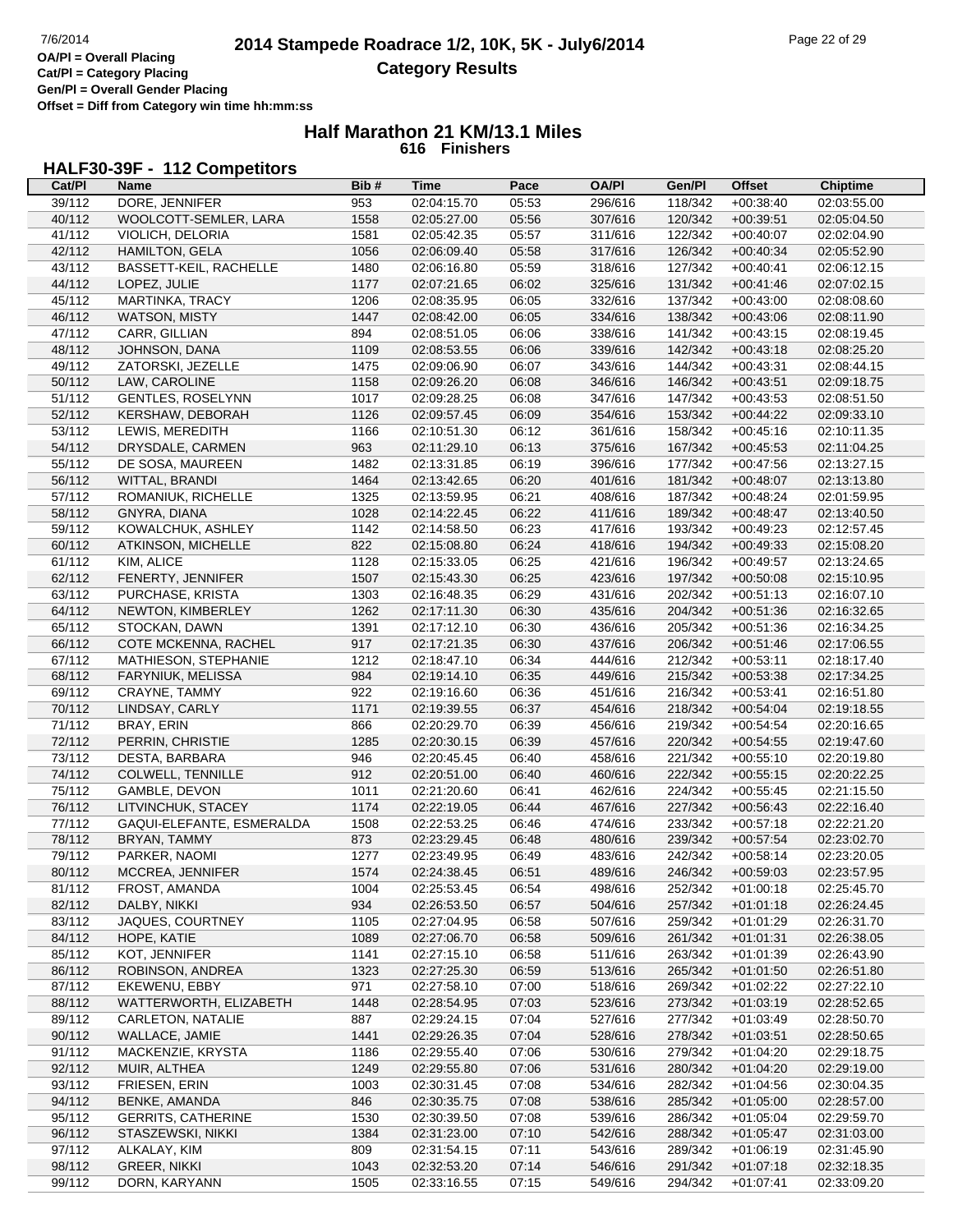# 2014 Stampede Roadrace 1/2, 10K, 5K - July6/2014

## Category Results

OA/Pl = Overall Placing
Cat/Pl = Category Placing
Gen/Pl = Overall Gender Placing
Offset = Diff from Category win time hh:mm:ss

### Half Marathon 21 KM/13.1 Miles

**616 Finishers**

### HALF30-39F - 112 Competitors

| Cat/Pl | Name | Bib # | Time | Pace | OA/Pl | Gen/Pl | Offset | Chiptime |
|---|---|---|---|---|---|---|---|---|
| 39/112 | DORE, JENNIFER | 953 | 02:04:15.70 | 05:53 | 296/616 | 118/342 | +00:38:40 | 02:03:55.00 |
| 40/112 | WOOLCOTT-SEMLER, LARA | 1558 | 02:05:27.00 | 05:56 | 307/616 | 120/342 | +00:39:51 | 02:05:04.50 |
| 41/112 | VIOLICH, DELORIA | 1581 | 02:05:42.35 | 05:57 | 311/616 | 122/342 | +00:40:07 | 02:02:04.90 |
| 42/112 | HAMILTON, GELA | 1056 | 02:06:09.40 | 05:58 | 317/616 | 126/342 | +00:40:34 | 02:05:52.90 |
| 43/112 | BASSETT-KEIL, RACHELLE | 1480 | 02:06:16.80 | 05:59 | 318/616 | 127/342 | +00:40:41 | 02:06:12.15 |
| 44/112 | LOPEZ, JULIE | 1177 | 02:07:21.65 | 06:02 | 325/616 | 131/342 | +00:41:46 | 02:07:02.15 |
| 45/112 | MARTINKA, TRACY | 1206 | 02:08:35.95 | 06:05 | 332/616 | 137/342 | +00:43:00 | 02:08:08.60 |
| 46/112 | WATSON, MISTY | 1447 | 02:08:42.00 | 06:05 | 334/616 | 138/342 | +00:43:06 | 02:08:11.90 |
| 47/112 | CARR, GILLIAN | 894 | 02:08:51.05 | 06:06 | 338/616 | 141/342 | +00:43:15 | 02:08:19.45 |
| 48/112 | JOHNSON, DANA | 1109 | 02:08:53.55 | 06:06 | 339/616 | 142/342 | +00:43:18 | 02:08:25.20 |
| 49/112 | ZATORSKI, JEZELLE | 1475 | 02:09:06.90 | 06:07 | 343/616 | 144/342 | +00:43:31 | 02:08:44.15 |
| 50/112 | LAW, CAROLINE | 1158 | 02:09:26.20 | 06:08 | 346/616 | 146/342 | +00:43:51 | 02:09:18.75 |
| 51/112 | GENTLES, ROSELYNN | 1017 | 02:09:28.25 | 06:08 | 347/616 | 147/342 | +00:43:53 | 02:08:51.50 |
| 52/112 | KERSHAW, DEBORAH | 1126 | 02:09:57.45 | 06:09 | 354/616 | 153/342 | +00:44:22 | 02:09:33.10 |
| 53/112 | LEWIS, MEREDITH | 1166 | 02:10:51.30 | 06:12 | 361/616 | 158/342 | +00:45:16 | 02:10:11.35 |
| 54/112 | DRYSDALE, CARMEN | 963 | 02:11:29.10 | 06:13 | 375/616 | 167/342 | +00:45:53 | 02:11:04.25 |
| 55/112 | DE SOSA, MAUREEN | 1482 | 02:13:31.85 | 06:19 | 396/616 | 177/342 | +00:47:56 | 02:13:27.15 |
| 56/112 | WITTAL, BRANDI | 1464 | 02:13:42.65 | 06:20 | 401/616 | 181/342 | +00:48:07 | 02:13:13.80 |
| 57/112 | ROMANIUK, RICHELLE | 1325 | 02:13:59.95 | 06:21 | 408/616 | 187/342 | +00:48:24 | 02:01:59.95 |
| 58/112 | GNYRA, DIANA | 1028 | 02:14:22.45 | 06:22 | 411/616 | 189/342 | +00:48:47 | 02:13:40.50 |
| 59/112 | KOWALCHUK, ASHLEY | 1142 | 02:14:58.50 | 06:23 | 417/616 | 193/342 | +00:49:23 | 02:12:57.45 |
| 60/112 | ATKINSON, MICHELLE | 822 | 02:15:08.80 | 06:24 | 418/616 | 194/342 | +00:49:33 | 02:15:08.20 |
| 61/112 | KIM, ALICE | 1128 | 02:15:33.05 | 06:25 | 421/616 | 196/342 | +00:49:57 | 02:13:24.65 |
| 62/112 | FENERTY, JENNIFER | 1507 | 02:15:43.30 | 06:25 | 423/616 | 197/342 | +00:50:08 | 02:15:10.95 |
| 63/112 | PURCHASE, KRISTA | 1303 | 02:16:48.35 | 06:29 | 431/616 | 202/342 | +00:51:13 | 02:16:07.10 |
| 64/112 | NEWTON, KIMBERLEY | 1262 | 02:17:11.30 | 06:30 | 435/616 | 204/342 | +00:51:36 | 02:16:32.65 |
| 65/112 | STOCKAN, DAWN | 1391 | 02:17:12.10 | 06:30 | 436/616 | 205/342 | +00:51:36 | 02:16:34.25 |
| 66/112 | COTE MCKENNA, RACHEL | 917 | 02:17:21.35 | 06:30 | 437/616 | 206/342 | +00:51:46 | 02:17:06.55 |
| 67/112 | MATHIESON, STEPHANIE | 1212 | 02:18:47.10 | 06:34 | 444/616 | 212/342 | +00:53:11 | 02:18:17.40 |
| 68/112 | FARYNIUK, MELISSA | 984 | 02:19:14.10 | 06:35 | 449/616 | 215/342 | +00:53:38 | 02:17:34.25 |
| 69/112 | CRAYNE, TAMMY | 922 | 02:19:16.60 | 06:36 | 451/616 | 216/342 | +00:53:41 | 02:16:51.80 |
| 70/112 | LINDSAY, CARLY | 1171 | 02:19:39.55 | 06:37 | 454/616 | 218/342 | +00:54:04 | 02:19:18.55 |
| 71/112 | BRAY, ERIN | 866 | 02:20:29.70 | 06:39 | 456/616 | 219/342 | +00:54:54 | 02:20:16.65 |
| 72/112 | PERRIN, CHRISTIE | 1285 | 02:20:30.15 | 06:39 | 457/616 | 220/342 | +00:54:55 | 02:19:47.60 |
| 73/112 | DESTA, BARBARA | 946 | 02:20:45.45 | 06:40 | 458/616 | 221/342 | +00:55:10 | 02:20:19.80 |
| 74/112 | COLWELL, TENNILLE | 912 | 02:20:51.00 | 06:40 | 460/616 | 222/342 | +00:55:15 | 02:20:22.25 |
| 75/112 | GAMBLE, DEVON | 1011 | 02:21:20.60 | 06:41 | 462/616 | 224/342 | +00:55:45 | 02:21:15.50 |
| 76/112 | LITVINCHUK, STACEY | 1174 | 02:22:19.05 | 06:44 | 467/616 | 227/342 | +00:56:43 | 02:22:16.40 |
| 77/112 | GAQUI-ELEFANTE, ESMERALDA | 1508 | 02:22:53.25 | 06:46 | 474/616 | 233/342 | +00:57:18 | 02:22:21.20 |
| 78/112 | BRYAN, TAMMY | 873 | 02:23:29.45 | 06:48 | 480/616 | 239/342 | +00:57:54 | 02:23:02.70 |
| 79/112 | PARKER, NAOMI | 1277 | 02:23:49.95 | 06:49 | 483/616 | 242/342 | +00:58:14 | 02:23:20.05 |
| 80/112 | MCCREA, JENNIFER | 1574 | 02:24:38.45 | 06:51 | 489/616 | 246/342 | +00:59:03 | 02:23:57.95 |
| 81/112 | FROST, AMANDA | 1004 | 02:25:53.45 | 06:54 | 498/616 | 252/342 | +01:00:18 | 02:25:45.70 |
| 82/112 | DALBY, NIKKI | 934 | 02:26:53.50 | 06:57 | 504/616 | 257/342 | +01:01:18 | 02:26:24.45 |
| 83/112 | JAQUES, COURTNEY | 1105 | 02:27:04.95 | 06:58 | 507/616 | 259/342 | +01:01:29 | 02:26:31.70 |
| 84/112 | HOPE, KATIE | 1089 | 02:27:06.70 | 06:58 | 509/616 | 261/342 | +01:01:31 | 02:26:38.05 |
| 85/112 | KOT, JENNIFER | 1141 | 02:27:15.10 | 06:58 | 511/616 | 263/342 | +01:01:39 | 02:26:43.90 |
| 86/112 | ROBINSON, ANDREA | 1323 | 02:27:25.30 | 06:59 | 513/616 | 265/342 | +01:01:50 | 02:26:51.80 |
| 87/112 | EKEWENU, EBBY | 971 | 02:27:58.10 | 07:00 | 518/616 | 269/342 | +01:02:22 | 02:27:22.10 |
| 88/112 | WATTERWORTH, ELIZABETH | 1448 | 02:28:54.95 | 07:03 | 523/616 | 273/342 | +01:03:19 | 02:28:52.65 |
| 89/112 | CARLETON, NATALIE | 887 | 02:29:24.15 | 07:04 | 527/616 | 277/342 | +01:03:49 | 02:28:50.70 |
| 90/112 | WALLACE, JAMIE | 1441 | 02:29:26.35 | 07:04 | 528/616 | 278/342 | +01:03:51 | 02:28:50.65 |
| 91/112 | MACKENZIE, KRYSTA | 1186 | 02:29:55.40 | 07:06 | 530/616 | 279/342 | +01:04:20 | 02:29:18.75 |
| 92/112 | MUIR, ALTHEA | 1249 | 02:29:55.80 | 07:06 | 531/616 | 280/342 | +01:04:20 | 02:29:19.00 |
| 93/112 | FRIESEN, ERIN | 1003 | 02:30:31.45 | 07:08 | 534/616 | 282/342 | +01:04:56 | 02:30:04.35 |
| 94/112 | BENKE, AMANDA | 846 | 02:30:35.75 | 07:08 | 538/616 | 285/342 | +01:05:00 | 02:28:57.00 |
| 95/112 | GERRITS, CATHERINE | 1530 | 02:30:39.50 | 07:08 | 539/616 | 286/342 | +01:05:04 | 02:29:59.70 |
| 96/112 | STASZEWSKI, NIKKI | 1384 | 02:31:23.00 | 07:10 | 542/616 | 288/342 | +01:05:47 | 02:31:03.00 |
| 97/112 | ALKALAY, KIM | 809 | 02:31:54.15 | 07:11 | 543/616 | 289/342 | +01:06:19 | 02:31:45.90 |
| 98/112 | GREER, NIKKI | 1043 | 02:32:53.20 | 07:14 | 546/616 | 291/342 | +01:07:18 | 02:32:18.35 |
| 99/112 | DORN, KARYANN | 1505 | 02:33:16.55 | 07:15 | 549/616 | 294/342 | +01:07:41 | 02:33:09.20 |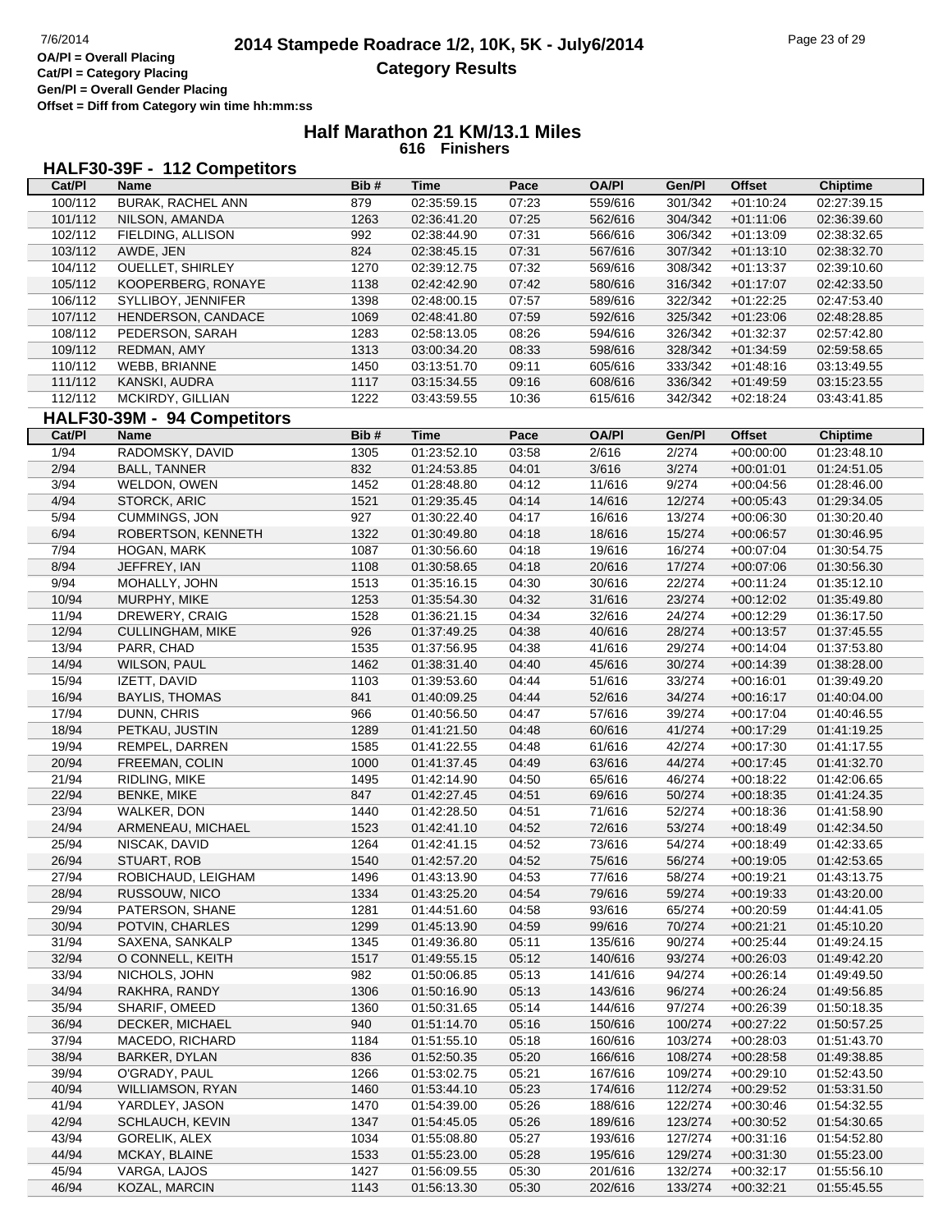# 2014 Stampede Roadrace 1/2, 10K, 5K - July6/2014

## Category Results

OA/Pl = Overall Placing
Cat/Pl = Category Placing
Gen/Pl = Overall Gender Placing
Offset = Diff from Category win time hh:mm:ss

### Half Marathon 21 KM/13.1 Miles
**616 Finishers**

### HALF30-39F - 112 Competitors

| Cat/Pl | Name | Bib # | Time | Pace | OA/Pl | Gen/Pl | Offset | Chiptime |
|---|---|---|---|---|---|---|---|---|
| 100/112 | BURAK, RACHEL ANN | 879 | 02:35:59.15 | 07:23 | 559/616 | 301/342 | +01:10:24 | 02:27:39.15 |
| 101/112 | NILSON, AMANDA | 1263 | 02:36:41.20 | 07:25 | 562/616 | 304/342 | +01:11:06 | 02:36:39.60 |
| 102/112 | FIELDING, ALLISON | 992 | 02:38:44.90 | 07:31 | 566/616 | 306/342 | +01:13:09 | 02:38:32.65 |
| 103/112 | AWDE, JEN | 824 | 02:38:45.15 | 07:31 | 567/616 | 307/342 | +01:13:10 | 02:38:32.70 |
| 104/112 | OUELLET, SHIRLEY | 1270 | 02:39:12.75 | 07:32 | 569/616 | 308/342 | +01:13:37 | 02:39:10.60 |
| 105/112 | KOOPERBERG, RONAYE | 1138 | 02:42:42.90 | 07:42 | 580/616 | 316/342 | +01:17:07 | 02:42:33.50 |
| 106/112 | SYLLIBOY, JENNIFER | 1398 | 02:48:00.15 | 07:57 | 589/616 | 322/342 | +01:22:25 | 02:47:53.40 |
| 107/112 | HENDERSON, CANDACE | 1069 | 02:48:41.80 | 07:59 | 592/616 | 325/342 | +01:23:06 | 02:48:28.85 |
| 108/112 | PEDERSON, SARAH | 1283 | 02:58:13.05 | 08:26 | 594/616 | 326/342 | +01:32:37 | 02:57:42.80 |
| 109/112 | REDMAN, AMY | 1313 | 03:00:34.20 | 08:33 | 598/616 | 328/342 | +01:34:59 | 02:59:58.65 |
| 110/112 | WEBB, BRIANNE | 1450 | 03:13:51.70 | 09:11 | 605/616 | 333/342 | +01:48:16 | 03:13:49.55 |
| 111/112 | KANSKI, AUDRA | 1117 | 03:15:34.55 | 09:16 | 608/616 | 336/342 | +01:49:59 | 03:15:23.55 |
| 112/112 | MCKIRDY, GILLIAN | 1222 | 03:43:59.55 | 10:36 | 615/616 | 342/342 | +02:18:24 | 03:43:41.85 |

### HALF30-39M - 94 Competitors

| Cat/Pl | Name | Bib # | Time | Pace | OA/Pl | Gen/Pl | Offset | Chiptime |
|---|---|---|---|---|---|---|---|---|
| 1/94 | RADOMSKY, DAVID | 1305 | 01:23:52.10 | 03:58 | 2/616 | 2/274 | +00:00:00 | 01:23:48.10 |
| 2/94 | BALL, TANNER | 832 | 01:24:53.85 | 04:01 | 3/616 | 3/274 | +00:01:01 | 01:24:51.05 |
| 3/94 | WELDON, OWEN | 1452 | 01:28:48.80 | 04:12 | 11/616 | 9/274 | +00:04:56 | 01:28:46.00 |
| 4/94 | STORCK, ARIC | 1521 | 01:29:35.45 | 04:14 | 14/616 | 12/274 | +00:05:43 | 01:29:34.05 |
| 5/94 | CUMMINGS, JON | 927 | 01:30:22.40 | 04:17 | 16/616 | 13/274 | +00:06:30 | 01:30:20.40 |
| 6/94 | ROBERTSON, KENNETH | 1322 | 01:30:49.80 | 04:18 | 18/616 | 15/274 | +00:06:57 | 01:30:46.95 |
| 7/94 | HOGAN, MARK | 1087 | 01:30:56.60 | 04:18 | 19/616 | 16/274 | +00:07:04 | 01:30:54.75 |
| 8/94 | JEFFREY, IAN | 1108 | 01:30:58.65 | 04:18 | 20/616 | 17/274 | +00:07:06 | 01:30:56.30 |
| 9/94 | MOHALLY, JOHN | 1513 | 01:35:16.15 | 04:30 | 30/616 | 22/274 | +00:11:24 | 01:35:12.10 |
| 10/94 | MURPHY, MIKE | 1253 | 01:35:54.30 | 04:32 | 31/616 | 23/274 | +00:12:02 | 01:35:49.80 |
| 11/94 | DREWERY, CRAIG | 1528 | 01:36:21.15 | 04:34 | 32/616 | 24/274 | +00:12:29 | 01:36:17.50 |
| 12/94 | CULLINGHAM, MIKE | 926 | 01:37:49.25 | 04:38 | 40/616 | 28/274 | +00:13:57 | 01:37:45.55 |
| 13/94 | PARR, CHAD | 1535 | 01:37:56.95 | 04:38 | 41/616 | 29/274 | +00:14:04 | 01:37:53.80 |
| 14/94 | WILSON, PAUL | 1462 | 01:38:31.40 | 04:40 | 45/616 | 30/274 | +00:14:39 | 01:38:28.00 |
| 15/94 | IZETT, DAVID | 1103 | 01:39:53.60 | 04:44 | 51/616 | 33/274 | +00:16:01 | 01:39:49.20 |
| 16/94 | BAYLIS, THOMAS | 841 | 01:40:09.25 | 04:44 | 52/616 | 34/274 | +00:16:17 | 01:40:04.00 |
| 17/94 | DUNN, CHRIS | 966 | 01:40:56.50 | 04:47 | 57/616 | 39/274 | +00:17:04 | 01:40:46.55 |
| 18/94 | PETKAU, JUSTIN | 1289 | 01:41:21.50 | 04:48 | 60/616 | 41/274 | +00:17:29 | 01:41:19.25 |
| 19/94 | REMPEL, DARREN | 1585 | 01:41:22.55 | 04:48 | 61/616 | 42/274 | +00:17:30 | 01:41:17.55 |
| 20/94 | FREEMAN, COLIN | 1000 | 01:41:37.45 | 04:49 | 63/616 | 44/274 | +00:17:45 | 01:41:32.70 |
| 21/94 | RIDLING, MIKE | 1495 | 01:42:14.90 | 04:50 | 65/616 | 46/274 | +00:18:22 | 01:42:06.65 |
| 22/94 | BENKE, MIKE | 847 | 01:42:27.45 | 04:51 | 69/616 | 50/274 | +00:18:35 | 01:41:24.35 |
| 23/94 | WALKER, DON | 1440 | 01:42:28.50 | 04:51 | 71/616 | 52/274 | +00:18:36 | 01:41:58.90 |
| 24/94 | ARMENEAU, MICHAEL | 1523 | 01:42:41.10 | 04:52 | 72/616 | 53/274 | +00:18:49 | 01:42:34.50 |
| 25/94 | NISCAK, DAVID | 1264 | 01:42:41.15 | 04:52 | 73/616 | 54/274 | +00:18:49 | 01:42:33.65 |
| 26/94 | STUART, ROB | 1540 | 01:42:57.20 | 04:52 | 75/616 | 56/274 | +00:19:05 | 01:42:53.65 |
| 27/94 | ROBICHAUD, LEIGHAM | 1496 | 01:43:13.90 | 04:53 | 77/616 | 58/274 | +00:19:21 | 01:43:13.75 |
| 28/94 | RUSSOUW, NICO | 1334 | 01:43:25.20 | 04:54 | 79/616 | 59/274 | +00:19:33 | 01:43:20.00 |
| 29/94 | PATERSON, SHANE | 1281 | 01:44:51.60 | 04:58 | 93/616 | 65/274 | +00:20:59 | 01:44:41.05 |
| 30/94 | POTVIN, CHARLES | 1299 | 01:45:13.90 | 04:59 | 99/616 | 70/274 | +00:21:21 | 01:45:10.20 |
| 31/94 | SAXENA, SANKALP | 1345 | 01:49:36.80 | 05:11 | 135/616 | 90/274 | +00:25:44 | 01:49:24.15 |
| 32/94 | O CONNELL, KEITH | 1517 | 01:49:55.15 | 05:12 | 140/616 | 93/274 | +00:26:03 | 01:49:42.20 |
| 33/94 | NICHOLS, JOHN | 982 | 01:50:06.85 | 05:13 | 141/616 | 94/274 | +00:26:14 | 01:49:49.50 |
| 34/94 | RAKHRA, RANDY | 1306 | 01:50:16.90 | 05:13 | 143/616 | 96/274 | +00:26:24 | 01:49:56.85 |
| 35/94 | SHARIF, OMEED | 1360 | 01:50:31.65 | 05:14 | 144/616 | 97/274 | +00:26:39 | 01:50:18.35 |
| 36/94 | DECKER, MICHAEL | 940 | 01:51:14.70 | 05:16 | 150/616 | 100/274 | +00:27:22 | 01:50:57.25 |
| 37/94 | MACEDO, RICHARD | 1184 | 01:51:55.10 | 05:18 | 160/616 | 103/274 | +00:28:03 | 01:51:43.70 |
| 38/94 | BARKER, DYLAN | 836 | 01:52:50.35 | 05:20 | 166/616 | 108/274 | +00:28:58 | 01:49:38.85 |
| 39/94 | O'GRADY, PAUL | 1266 | 01:53:02.75 | 05:21 | 167/616 | 109/274 | +00:29:10 | 01:52:43.50 |
| 40/94 | WILLIAMSON, RYAN | 1460 | 01:53:44.10 | 05:23 | 174/616 | 112/274 | +00:29:52 | 01:53:31.50 |
| 41/94 | YARDLEY, JASON | 1470 | 01:54:39.00 | 05:26 | 188/616 | 122/274 | +00:30:46 | 01:54:32.55 |
| 42/94 | SCHLAUCH, KEVIN | 1347 | 01:54:45.05 | 05:26 | 189/616 | 123/274 | +00:30:52 | 01:54:30.65 |
| 43/94 | GORELIK, ALEX | 1034 | 01:55:08.80 | 05:27 | 193/616 | 127/274 | +00:31:16 | 01:54:52.80 |
| 44/94 | MCKAY, BLAINE | 1533 | 01:55:23.00 | 05:28 | 195/616 | 129/274 | +00:31:30 | 01:55:23.00 |
| 45/94 | VARGA, LAJOS | 1427 | 01:56:09.55 | 05:30 | 201/616 | 132/274 | +00:32:17 | 01:55:56.10 |
| 46/94 | KOZAL, MARCIN | 1143 | 01:56:13.30 | 05:30 | 202/616 | 133/274 | +00:32:21 | 01:55:45.55 |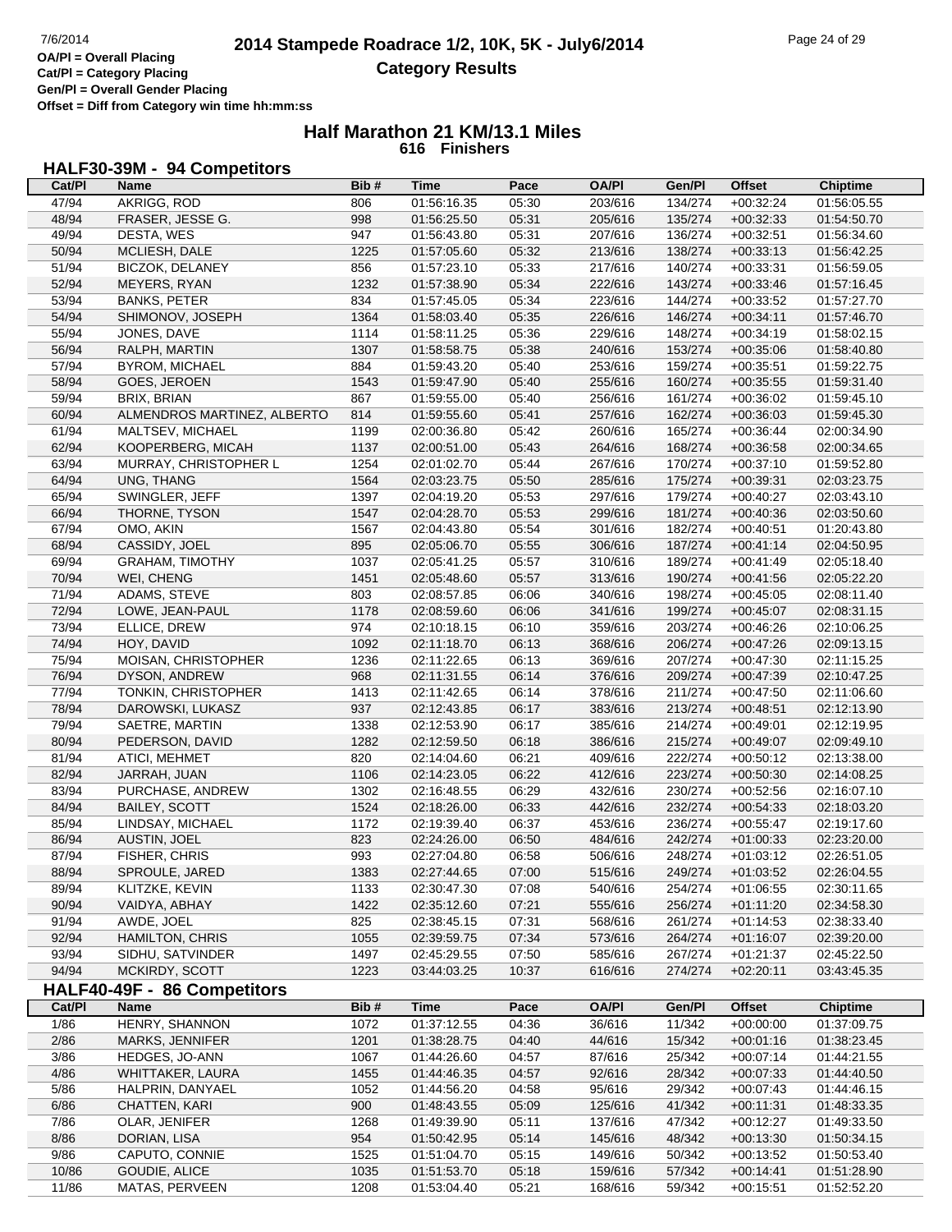OA/Pl = Overall Placing
Cat/Pl = Category Placing
Gen/Pl = Overall Gender Placing
Offset = Diff from Category win time hh:mm:ss

# 2014 Stampede Roadrace 1/2, 10K, 5K - July6/2014
## Category Results

### Half Marathon 21 KM/13.1 Miles
**616 Finishers**

### HALF30-39M - 94 Competitors

| Cat/Pl | Name | Bib # | Time | Pace | OA/Pl | Gen/Pl | Offset | Chiptime |
|---|---|---|---|---|---|---|---|---|
| 47/94 | AKRIGG, ROD | 806 | 01:56:16.35 | 05:30 | 203/616 | 134/274 | +00:32:24 | 01:56:05.55 |
| 48/94 | FRASER, JESSE G. | 998 | 01:56:25.50 | 05:31 | 205/616 | 135/274 | +00:32:33 | 01:54:50.70 |
| 49/94 | DESTA, WES | 947 | 01:56:43.80 | 05:31 | 207/616 | 136/274 | +00:32:51 | 01:56:34.60 |
| 50/94 | MCLIESH, DALE | 1225 | 01:57:05.60 | 05:32 | 213/616 | 138/274 | +00:33:13 | 01:56:42.25 |
| 51/94 | BICZOK, DELANEY | 856 | 01:57:23.10 | 05:33 | 217/616 | 140/274 | +00:33:31 | 01:56:59.05 |
| 52/94 | MEYERS, RYAN | 1232 | 01:57:38.90 | 05:34 | 222/616 | 143/274 | +00:33:46 | 01:57:16.45 |
| 53/94 | BANKS, PETER | 834 | 01:57:45.05 | 05:34 | 223/616 | 144/274 | +00:33:52 | 01:57:27.70 |
| 54/94 | SHIMONOV, JOSEPH | 1364 | 01:58:03.40 | 05:35 | 226/616 | 146/274 | +00:34:11 | 01:57:46.70 |
| 55/94 | JONES, DAVE | 1114 | 01:58:11.25 | 05:36 | 229/616 | 148/274 | +00:34:19 | 01:58:02.15 |
| 56/94 | RALPH, MARTIN | 1307 | 01:58:58.75 | 05:38 | 240/616 | 153/274 | +00:35:06 | 01:58:40.80 |
| 57/94 | BYROM, MICHAEL | 884 | 01:59:43.20 | 05:40 | 253/616 | 159/274 | +00:35:51 | 01:59:22.75 |
| 58/94 | GOES, JEROEN | 1543 | 01:59:47.90 | 05:40 | 255/616 | 160/274 | +00:35:55 | 01:59:31.40 |
| 59/94 | BRIX, BRIAN | 867 | 01:59:55.00 | 05:40 | 256/616 | 161/274 | +00:36:02 | 01:59:45.10 |
| 60/94 | ALMENDROS MARTINEZ, ALBERTO | 814 | 01:59:55.60 | 05:41 | 257/616 | 162/274 | +00:36:03 | 01:59:45.30 |
| 61/94 | MALTSEV, MICHAEL | 1199 | 02:00:36.80 | 05:42 | 260/616 | 165/274 | +00:36:44 | 02:00:34.90 |
| 62/94 | KOOPERBERG, MICAH | 1137 | 02:00:51.00 | 05:43 | 264/616 | 168/274 | +00:36:58 | 02:00:34.65 |
| 63/94 | MURRAY, CHRISTOPHER L | 1254 | 02:01:02.70 | 05:44 | 267/616 | 170/274 | +00:37:10 | 01:59:52.80 |
| 64/94 | UNG, THANG | 1564 | 02:03:23.75 | 05:50 | 285/616 | 175/274 | +00:39:31 | 02:03:23.75 |
| 65/94 | SWINGLER, JEFF | 1397 | 02:04:19.20 | 05:53 | 297/616 | 179/274 | +00:40:27 | 02:03:43.10 |
| 66/94 | THORNE, TYSON | 1547 | 02:04:28.70 | 05:53 | 299/616 | 181/274 | +00:40:36 | 02:03:50.60 |
| 67/94 | OMO, AKIN | 1567 | 02:04:43.80 | 05:54 | 301/616 | 182/274 | +00:40:51 | 01:20:43.80 |
| 68/94 | CASSIDY, JOEL | 895 | 02:05:06.70 | 05:55 | 306/616 | 187/274 | +00:41:14 | 02:04:50.95 |
| 69/94 | GRAHAM, TIMOTHY | 1037 | 02:05:41.25 | 05:57 | 310/616 | 189/274 | +00:41:49 | 02:05:18.40 |
| 70/94 | WEI, CHENG | 1451 | 02:05:48.60 | 05:57 | 313/616 | 190/274 | +00:41:56 | 02:05:22.20 |
| 71/94 | ADAMS, STEVE | 803 | 02:08:57.85 | 06:06 | 340/616 | 198/274 | +00:45:05 | 02:08:11.40 |
| 72/94 | LOWE, JEAN-PAUL | 1178 | 02:08:59.60 | 06:06 | 341/616 | 199/274 | +00:45:07 | 02:08:31.15 |
| 73/94 | ELLICE, DREW | 974 | 02:10:18.15 | 06:10 | 359/616 | 203/274 | +00:46:26 | 02:10:06.25 |
| 74/94 | HOY, DAVID | 1092 | 02:11:18.70 | 06:13 | 368/616 | 206/274 | +00:47:26 | 02:09:13.15 |
| 75/94 | MOISAN, CHRISTOPHER | 1236 | 02:11:22.65 | 06:13 | 369/616 | 207/274 | +00:47:30 | 02:11:15.25 |
| 76/94 | DYSON, ANDREW | 968 | 02:11:31.55 | 06:14 | 376/616 | 209/274 | +00:47:39 | 02:10:47.25 |
| 77/94 | TONKIN, CHRISTOPHER | 1413 | 02:11:42.65 | 06:14 | 378/616 | 211/274 | +00:47:50 | 02:11:06.60 |
| 78/94 | DAROWSKI, LUKASZ | 937 | 02:12:43.85 | 06:17 | 383/616 | 213/274 | +00:48:51 | 02:12:13.90 |
| 79/94 | SAETRE, MARTIN | 1338 | 02:12:53.90 | 06:17 | 385/616 | 214/274 | +00:49:01 | 02:12:19.95 |
| 80/94 | PEDERSON, DAVID | 1282 | 02:12:59.50 | 06:18 | 386/616 | 215/274 | +00:49:07 | 02:09:49.10 |
| 81/94 | ATICI, MEHMET | 820 | 02:14:04.60 | 06:21 | 409/616 | 222/274 | +00:50:12 | 02:13:38.00 |
| 82/94 | JARRAH, JUAN | 1106 | 02:14:23.05 | 06:22 | 412/616 | 223/274 | +00:50:30 | 02:14:08.25 |
| 83/94 | PURCHASE, ANDREW | 1302 | 02:16:48.55 | 06:29 | 432/616 | 230/274 | +00:52:56 | 02:16:07.10 |
| 84/94 | BAILEY, SCOTT | 1524 | 02:18:26.00 | 06:33 | 442/616 | 232/274 | +00:54:33 | 02:18:03.20 |
| 85/94 | LINDSAY, MICHAEL | 1172 | 02:19:39.40 | 06:37 | 453/616 | 236/274 | +00:55:47 | 02:19:17.60 |
| 86/94 | AUSTIN, JOEL | 823 | 02:24:26.00 | 06:50 | 484/616 | 242/274 | +01:00:33 | 02:23:20.00 |
| 87/94 | FISHER, CHRIS | 993 | 02:27:04.80 | 06:58 | 506/616 | 248/274 | +01:03:12 | 02:26:51.05 |
| 88/94 | SPROULE, JARED | 1383 | 02:27:44.65 | 07:00 | 515/616 | 249/274 | +01:03:52 | 02:26:04.55 |
| 89/94 | KLITZKE, KEVIN | 1133 | 02:30:47.30 | 07:08 | 540/616 | 254/274 | +01:06:55 | 02:30:11.65 |
| 90/94 | VAIDYA, ABHAY | 1422 | 02:35:12.60 | 07:21 | 555/616 | 256/274 | +01:11:20 | 02:34:58.30 |
| 91/94 | AWDE, JOEL | 825 | 02:38:45.15 | 07:31 | 568/616 | 261/274 | +01:14:53 | 02:38:33.40 |
| 92/94 | HAMILTON, CHRIS | 1055 | 02:39:59.75 | 07:34 | 573/616 | 264/274 | +01:16:07 | 02:39:20.00 |
| 93/94 | SIDHU, SATVINDER | 1497 | 02:45:29.55 | 07:50 | 585/616 | 267/274 | +01:21:37 | 02:45:22.50 |
| 94/94 | MCKIRDY, SCOTT | 1223 | 03:44:03.25 | 10:37 | 616/616 | 274/274 | +02:20:11 | 03:43:45.35 |

### HALF40-49F - 86 Competitors

| Cat/Pl | Name | Bib # | Time | Pace | OA/Pl | Gen/Pl | Offset | Chiptime |
|---|---|---|---|---|---|---|---|---|
| 1/86 | HENRY, SHANNON | 1072 | 01:37:12.55 | 04:36 | 36/616 | 11/342 | +00:00:00 | 01:37:09.75 |
| 2/86 | MARKS, JENNIFER | 1201 | 01:38:28.75 | 04:40 | 44/616 | 15/342 | +00:01:16 | 01:38:23.45 |
| 3/86 | HEDGES, JO-ANN | 1067 | 01:44:26.60 | 04:57 | 87/616 | 25/342 | +00:07:14 | 01:44:21.55 |
| 4/86 | WHITTAKER, LAURA | 1455 | 01:44:46.35 | 04:57 | 92/616 | 28/342 | +00:07:33 | 01:44:40.50 |
| 5/86 | HALPRIN, DANYAEL | 1052 | 01:44:56.20 | 04:58 | 95/616 | 29/342 | +00:07:43 | 01:44:46.15 |
| 6/86 | CHATTEN, KARI | 900 | 01:48:43.55 | 05:09 | 125/616 | 41/342 | +00:11:31 | 01:48:33.35 |
| 7/86 | OLAR, JENIFER | 1268 | 01:49:39.90 | 05:11 | 137/616 | 47/342 | +00:12:27 | 01:49:33.50 |
| 8/86 | DORIAN, LISA | 954 | 01:50:42.95 | 05:14 | 145/616 | 48/342 | +00:13:30 | 01:50:34.15 |
| 9/86 | CAPUTO, CONNIE | 1525 | 01:51:04.70 | 05:15 | 149/616 | 50/342 | +00:13:52 | 01:50:53.40 |
| 10/86 | GOUDIE, ALICE | 1035 | 01:51:53.70 | 05:18 | 159/616 | 57/342 | +00:14:41 | 01:51:28.90 |
| 11/86 | MATAS, PERVEEN | 1208 | 01:53:04.40 | 05:21 | 168/616 | 59/342 | +00:15:51 | 01:52:52.20 |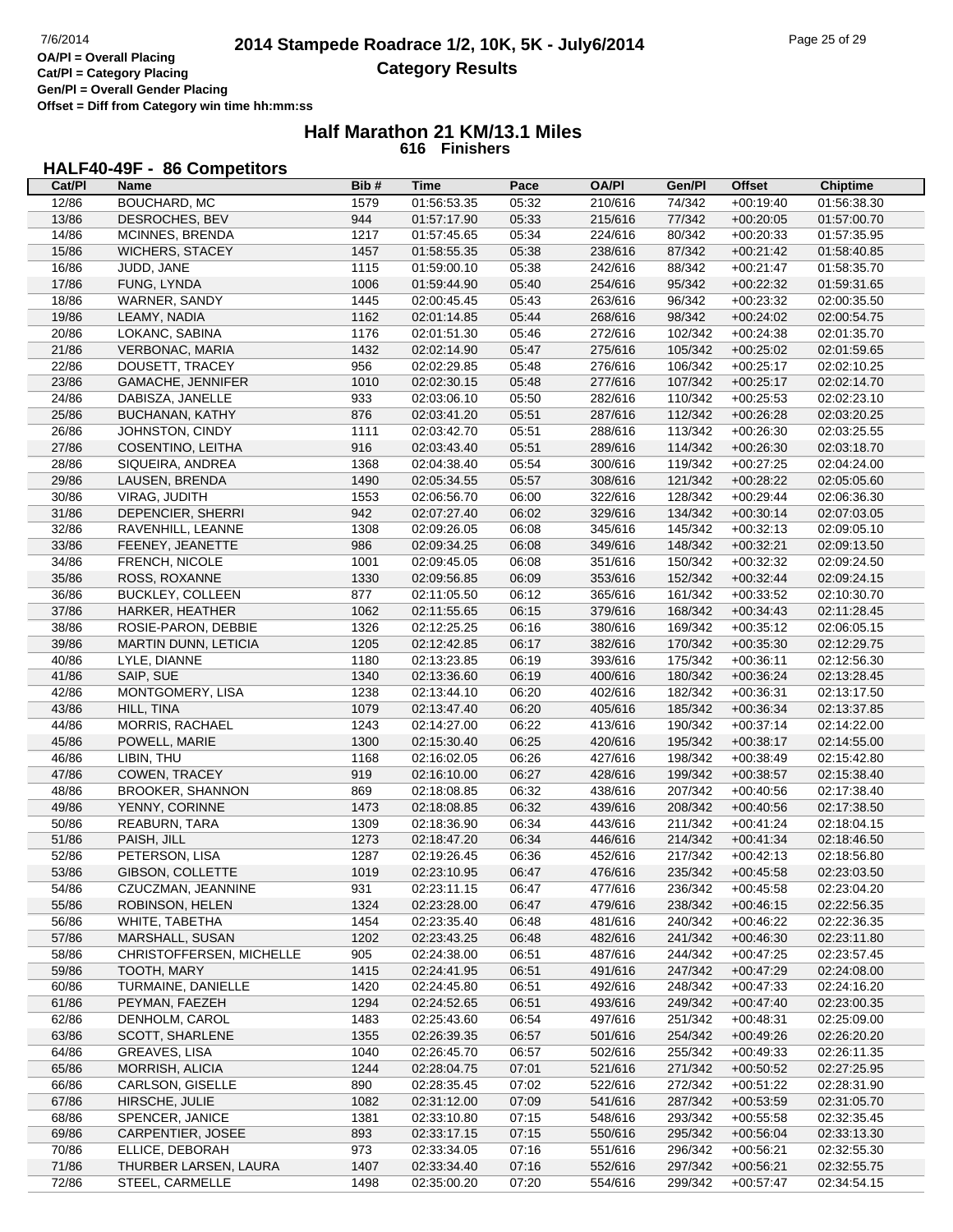# 2014 Stampede Roadrace 1/2, 10K, 5K - July6/2014

## Category Results

OA/Pl = Overall Placing
Cat/Pl = Category Placing
Gen/Pl = Overall Gender Placing
Offset = Diff from Category win time hh:mm:ss

### Half Marathon 21 KM/13.1 Miles
616 Finishers

#### HALF40-49F - 86 Competitors

| Cat/Pl | Name | Bib # | Time | Pace | OA/Pl | Gen/Pl | Offset | Chiptime |
|---|---|---|---|---|---|---|---|---|
| 12/86 | BOUCHARD, MC | 1579 | 01:56:53.35 | 05:32 | 210/616 | 74/342 | +00:19:40 | 01:56:38.30 |
| 13/86 | DESROCHES, BEV | 944 | 01:57:17.90 | 05:33 | 215/616 | 77/342 | +00:20:05 | 01:57:00.70 |
| 14/86 | MCINNES, BRENDA | 1217 | 01:57:45.65 | 05:34 | 224/616 | 80/342 | +00:20:33 | 01:57:35.95 |
| 15/86 | WICHERS, STACEY | 1457 | 01:58:55.35 | 05:38 | 238/616 | 87/342 | +00:21:42 | 01:58:40.85 |
| 16/86 | JUDD, JANE | 1115 | 01:59:00.10 | 05:38 | 242/616 | 88/342 | +00:21:47 | 01:58:35.70 |
| 17/86 | FUNG, LYNDA | 1006 | 01:59:44.90 | 05:40 | 254/616 | 95/342 | +00:22:32 | 01:59:31.65 |
| 18/86 | WARNER, SANDY | 1445 | 02:00:45.45 | 05:43 | 263/616 | 96/342 | +00:23:32 | 02:00:35.50 |
| 19/86 | LEAMY, NADIA | 1162 | 02:01:14.85 | 05:44 | 268/616 | 98/342 | +00:24:02 | 02:00:54.75 |
| 20/86 | LOKANC, SABINA | 1176 | 02:01:51.30 | 05:46 | 272/616 | 102/342 | +00:24:38 | 02:01:35.70 |
| 21/86 | VERBONAC, MARIA | 1432 | 02:02:14.90 | 05:47 | 275/616 | 105/342 | +00:25:02 | 02:01:59.65 |
| 22/86 | DOUSETT, TRACEY | 956 | 02:02:29.85 | 05:48 | 276/616 | 106/342 | +00:25:17 | 02:02:10.25 |
| 23/86 | GAMACHE, JENNIFER | 1010 | 02:02:30.15 | 05:48 | 277/616 | 107/342 | +00:25:17 | 02:02:14.70 |
| 24/86 | DABISZA, JANELLE | 933 | 02:03:06.10 | 05:50 | 282/616 | 110/342 | +00:25:53 | 02:02:23.10 |
| 25/86 | BUCHANAN, KATHY | 876 | 02:03:41.20 | 05:51 | 287/616 | 112/342 | +00:26:28 | 02:03:20.25 |
| 26/86 | JOHNSTON, CINDY | 1111 | 02:03:42.70 | 05:51 | 288/616 | 113/342 | +00:26:30 | 02:03:25.55 |
| 27/86 | COSENTINO, LEITHA | 916 | 02:03:43.40 | 05:51 | 289/616 | 114/342 | +00:26:30 | 02:03:18.70 |
| 28/86 | SIQUEIRA, ANDREA | 1368 | 02:04:38.40 | 05:54 | 300/616 | 119/342 | +00:27:25 | 02:04:24.00 |
| 29/86 | LAUSEN, BRENDA | 1490 | 02:05:34.55 | 05:57 | 308/616 | 121/342 | +00:28:22 | 02:05:05.60 |
| 30/86 | VIRAG, JUDITH | 1553 | 02:06:56.70 | 06:00 | 322/616 | 128/342 | +00:29:44 | 02:06:36.30 |
| 31/86 | DEPENCIER, SHERRI | 942 | 02:07:27.40 | 06:02 | 329/616 | 134/342 | +00:30:14 | 02:07:03.05 |
| 32/86 | RAVENHILL, LEANNE | 1308 | 02:09:26.05 | 06:08 | 345/616 | 145/342 | +00:32:13 | 02:09:05.10 |
| 33/86 | FEENEY, JEANETTE | 986 | 02:09:34.25 | 06:08 | 349/616 | 148/342 | +00:32:21 | 02:09:13.50 |
| 34/86 | FRENCH, NICOLE | 1001 | 02:09:45.05 | 06:08 | 351/616 | 150/342 | +00:32:32 | 02:09:24.50 |
| 35/86 | ROSS, ROXANNE | 1330 | 02:09:56.85 | 06:09 | 353/616 | 152/342 | +00:32:44 | 02:09:24.15 |
| 36/86 | BUCKLEY, COLLEEN | 877 | 02:11:05.50 | 06:12 | 365/616 | 161/342 | +00:33:52 | 02:10:30.70 |
| 37/86 | HARKER, HEATHER | 1062 | 02:11:55.65 | 06:15 | 379/616 | 168/342 | +00:34:43 | 02:11:28.45 |
| 38/86 | ROSIE-PARON, DEBBIE | 1326 | 02:12:25.25 | 06:16 | 380/616 | 169/342 | +00:35:12 | 02:06:05.15 |
| 39/86 | MARTIN DUNN, LETICIA | 1205 | 02:12:42.85 | 06:17 | 382/616 | 170/342 | +00:35:30 | 02:12:29.75 |
| 40/86 | LYLE, DIANNE | 1180 | 02:13:23.85 | 06:19 | 393/616 | 175/342 | +00:36:11 | 02:12:56.30 |
| 41/86 | SAIP, SUE | 1340 | 02:13:36.60 | 06:19 | 400/616 | 180/342 | +00:36:24 | 02:13:28.45 |
| 42/86 | MONTGOMERY, LISA | 1238 | 02:13:44.10 | 06:20 | 402/616 | 182/342 | +00:36:31 | 02:13:17.50 |
| 43/86 | HILL, TINA | 1079 | 02:13:47.40 | 06:20 | 405/616 | 185/342 | +00:36:34 | 02:13:37.85 |
| 44/86 | MORRIS, RACHAEL | 1243 | 02:14:27.00 | 06:22 | 413/616 | 190/342 | +00:37:14 | 02:14:22.00 |
| 45/86 | POWELL, MARIE | 1300 | 02:15:30.40 | 06:25 | 420/616 | 195/342 | +00:38:17 | 02:14:55.00 |
| 46/86 | LIBIN, THU | 1168 | 02:16:02.05 | 06:26 | 427/616 | 198/342 | +00:38:49 | 02:15:42.80 |
| 47/86 | COWEN, TRACEY | 919 | 02:16:10.00 | 06:27 | 428/616 | 199/342 | +00:38:57 | 02:15:38.40 |
| 48/86 | BROOKER, SHANNON | 869 | 02:18:08.85 | 06:32 | 438/616 | 207/342 | +00:40:56 | 02:17:38.40 |
| 49/86 | YENNY, CORINNE | 1473 | 02:18:08.85 | 06:32 | 439/616 | 208/342 | +00:40:56 | 02:17:38.50 |
| 50/86 | REABURN, TARA | 1309 | 02:18:36.90 | 06:34 | 443/616 | 211/342 | +00:41:24 | 02:18:04.15 |
| 51/86 | PAISH, JILL | 1273 | 02:18:47.20 | 06:34 | 446/616 | 214/342 | +00:41:34 | 02:18:46.50 |
| 52/86 | PETERSON, LISA | 1287 | 02:19:26.45 | 06:36 | 452/616 | 217/342 | +00:42:13 | 02:18:56.80 |
| 53/86 | GIBSON, COLLETTE | 1019 | 02:23:10.95 | 06:47 | 476/616 | 235/342 | +00:45:58 | 02:23:03.50 |
| 54/86 | CZUCZMAN, JEANNINE | 931 | 02:23:11.15 | 06:47 | 477/616 | 236/342 | +00:45:58 | 02:23:04.20 |
| 55/86 | ROBINSON, HELEN | 1324 | 02:23:28.00 | 06:47 | 479/616 | 238/342 | +00:46:15 | 02:22:56.35 |
| 56/86 | WHITE, TABETHA | 1454 | 02:23:35.40 | 06:48 | 481/616 | 240/342 | +00:46:22 | 02:22:36.35 |
| 57/86 | MARSHALL, SUSAN | 1202 | 02:23:43.25 | 06:48 | 482/616 | 241/342 | +00:46:30 | 02:23:11.80 |
| 58/86 | CHRISTOFFERSEN, MICHELLE | 905 | 02:24:38.00 | 06:51 | 487/616 | 244/342 | +00:47:25 | 02:23:57.45 |
| 59/86 | TOOTH, MARY | 1415 | 02:24:41.95 | 06:51 | 491/616 | 247/342 | +00:47:29 | 02:24:08.00 |
| 60/86 | TURMAINE, DANIELLE | 1420 | 02:24:45.80 | 06:51 | 492/616 | 248/342 | +00:47:33 | 02:24:16.20 |
| 61/86 | PEYMAN, FAEZEH | 1294 | 02:24:52.65 | 06:51 | 493/616 | 249/342 | +00:47:40 | 02:23:00.35 |
| 62/86 | DENHOLM, CAROL | 1483 | 02:25:43.60 | 06:54 | 497/616 | 251/342 | +00:48:31 | 02:25:09.00 |
| 63/86 | SCOTT, SHARLENE | 1355 | 02:26:39.35 | 06:57 | 501/616 | 254/342 | +00:49:26 | 02:26:20.20 |
| 64/86 | GREAVES, LISA | 1040 | 02:26:45.70 | 06:57 | 502/616 | 255/342 | +00:49:33 | 02:26:11.35 |
| 65/86 | MORRISH, ALICIA | 1244 | 02:28:04.75 | 07:01 | 521/616 | 271/342 | +00:50:52 | 02:27:25.95 |
| 66/86 | CARLSON, GISELLE | 890 | 02:28:35.45 | 07:02 | 522/616 | 272/342 | +00:51:22 | 02:28:31.90 |
| 67/86 | HIRSCHE, JULIE | 1082 | 02:31:12.00 | 07:09 | 541/616 | 287/342 | +00:53:59 | 02:31:05.70 |
| 68/86 | SPENCER, JANICE | 1381 | 02:33:10.80 | 07:15 | 548/616 | 293/342 | +00:55:58 | 02:32:35.45 |
| 69/86 | CARPENTIER, JOSEE | 893 | 02:33:17.15 | 07:15 | 550/616 | 295/342 | +00:56:04 | 02:33:13.30 |
| 70/86 | ELLICE, DEBORAH | 973 | 02:33:34.05 | 07:16 | 551/616 | 296/342 | +00:56:21 | 02:32:55.30 |
| 71/86 | THURBER LARSEN, LAURA | 1407 | 02:33:34.40 | 07:16 | 552/616 | 297/342 | +00:56:21 | 02:32:55.75 |
| 72/86 | STEEL, CARMELLE | 1498 | 02:35:00.20 | 07:20 | 554/616 | 299/342 | +00:57:47 | 02:34:54.15 |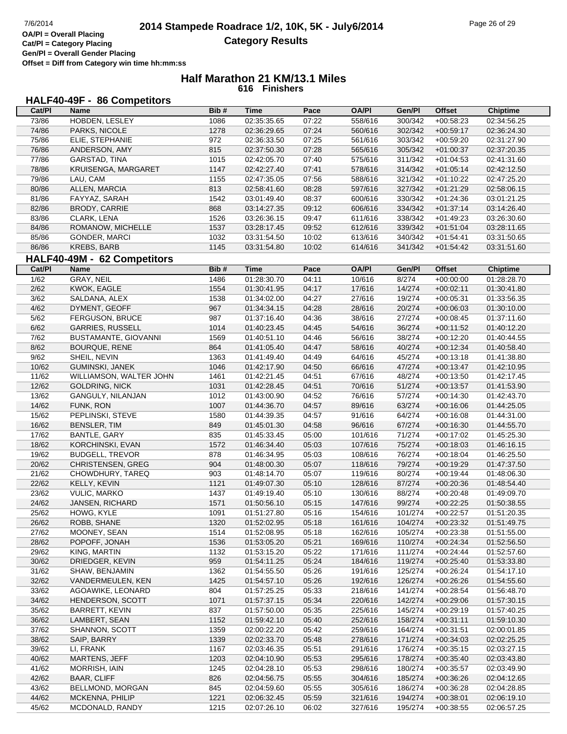# 2014 Stampede Roadrace 1/2, 10K, 5K - July6/2014

## Category Results

OA/Pl = Overall Placing
Cat/Pl = Category Placing
Gen/Pl = Overall Gender Placing
Offset = Diff from Category win time hh:mm:ss

### Half Marathon 21 KM/13.1 Miles
616 Finishers

#### HALF40-49F - 86 Competitors

| Cat/Pl | Name | Bib # | Time | Pace | OA/Pl | Gen/Pl | Offset | Chiptime |
|---|---|---|---|---|---|---|---|---|
| 73/86 | HOBDEN, LESLEY | 1086 | 02:35:35.65 | 07:22 | 558/616 | 300/342 | +00:58:23 | 02:34:56.25 |
| 74/86 | PARKS, NICOLE | 1278 | 02:36:29.65 | 07:24 | 560/616 | 302/342 | +00:59:17 | 02:36:24.30 |
| 75/86 | ELIE, STEPHANIE | 972 | 02:36:33.50 | 07:25 | 561/616 | 303/342 | +00:59:20 | 02:31:27.90 |
| 76/86 | ANDERSON, AMY | 815 | 02:37:50.30 | 07:28 | 565/616 | 305/342 | +01:00:37 | 02:37:20.35 |
| 77/86 | GARSTAD, TINA | 1015 | 02:42:05.70 | 07:40 | 575/616 | 311/342 | +01:04:53 | 02:41:31.60 |
| 78/86 | KRUISENGA, MARGARET | 1147 | 02:42:27.40 | 07:41 | 578/616 | 314/342 | +01:05:14 | 02:42:12.50 |
| 79/86 | LAU, CAM | 1155 | 02:47:35.05 | 07:56 | 588/616 | 321/342 | +01:10:22 | 02:47:25.20 |
| 80/86 | ALLEN, MARCIA | 813 | 02:58:41.60 | 08:28 | 597/616 | 327/342 | +01:21:29 | 02:58:06.15 |
| 81/86 | FAYYAZ, SARAH | 1542 | 03:01:49.40 | 08:37 | 600/616 | 330/342 | +01:24:36 | 03:01:21.25 |
| 82/86 | BRODY, CARRIE | 868 | 03:14:27.35 | 09:12 | 606/616 | 334/342 | +01:37:14 | 03:14:26.40 |
| 83/86 | CLARK, LENA | 1526 | 03:26:36.15 | 09:47 | 611/616 | 338/342 | +01:49:23 | 03:26:30.60 |
| 84/86 | ROMANOW, MICHELLE | 1537 | 03:28:17.45 | 09:52 | 612/616 | 339/342 | +01:51:04 | 03:28:11.65 |
| 85/86 | GONDER, MARCI | 1032 | 03:31:54.50 | 10:02 | 613/616 | 340/342 | +01:54:41 | 03:31:50.65 |
| 86/86 | KREBS, BARB | 1145 | 03:31:54.80 | 10:02 | 614/616 | 341/342 | +01:54:42 | 03:31:51.60 |

#### HALF40-49M - 62 Competitors

| Cat/Pl | Name | Bib # | Time | Pace | OA/Pl | Gen/Pl | Offset | Chiptime |
|---|---|---|---|---|---|---|---|---|
| 1/62 | GRAY, NEIL | 1486 | 01:28:30.70 | 04:11 | 10/616 | 8/274 | +00:00:00 | 01:28:28.70 |
| 2/62 | KWOK, EAGLE | 1554 | 01:30:41.95 | 04:17 | 17/616 | 14/274 | +00:02:11 | 01:30:41.80 |
| 3/62 | SALDANA, ALEX | 1538 | 01:34:02.00 | 04:27 | 27/616 | 19/274 | +00:05:31 | 01:33:56.35 |
| 4/62 | DYMENT, GEOFF | 967 | 01:34:34.15 | 04:28 | 28/616 | 20/274 | +00:06:03 | 01:30:10.00 |
| 5/62 | FERGUSON, BRUCE | 987 | 01:37:16.40 | 04:36 | 38/616 | 27/274 | +00:08:45 | 01:37:11.60 |
| 6/62 | GARRIES, RUSSELL | 1014 | 01:40:23.45 | 04:45 | 54/616 | 36/274 | +00:11:52 | 01:40:12.20 |
| 7/62 | BUSTAMANTE, GIOVANNI | 1569 | 01:40:51.10 | 04:46 | 56/616 | 38/274 | +00:12:20 | 01:40:44.55 |
| 8/62 | BOURQUE, RENE | 864 | 01:41:05.40 | 04:47 | 58/616 | 40/274 | +00:12:34 | 01:40:58.40 |
| 9/62 | SHEIL, NEVIN | 1363 | 01:41:49.40 | 04:49 | 64/616 | 45/274 | +00:13:18 | 01:41:38.80 |
| 10/62 | GUMINSKI, JANEK | 1046 | 01:42:17.90 | 04:50 | 66/616 | 47/274 | +00:13:47 | 01:42:10.95 |
| 11/62 | WILLIAMSON, WALTER JOHN | 1461 | 01:42:21.45 | 04:51 | 67/616 | 48/274 | +00:13:50 | 01:42:17.45 |
| 12/62 | GOLDRING, NICK | 1031 | 01:42:28.45 | 04:51 | 70/616 | 51/274 | +00:13:57 | 01:41:53.90 |
| 13/62 | GANGULY, NILANJAN | 1012 | 01:43:00.90 | 04:52 | 76/616 | 57/274 | +00:14:30 | 01:42:43.70 |
| 14/62 | FUNK, RON | 1007 | 01:44:36.70 | 04:57 | 89/616 | 63/274 | +00:16:06 | 01:44:25.05 |
| 15/62 | PEPLINSKI, STEVE | 1580 | 01:44:39.35 | 04:57 | 91/616 | 64/274 | +00:16:08 | 01:44:31.00 |
| 16/62 | BENSLER, TIM | 849 | 01:45:01.30 | 04:58 | 96/616 | 67/274 | +00:16:30 | 01:44:55.70 |
| 17/62 | BANTLE, GARY | 835 | 01:45:33.45 | 05:00 | 101/616 | 71/274 | +00:17:02 | 01:45:25.30 |
| 18/62 | KORCHINSKI, EVAN | 1572 | 01:46:34.40 | 05:03 | 107/616 | 75/274 | +00:18:03 | 01:46:16.15 |
| 19/62 | BUDGELL, TREVOR | 878 | 01:46:34.95 | 05:03 | 108/616 | 76/274 | +00:18:04 | 01:46:25.50 |
| 20/62 | CHRISTENSEN, GREG | 904 | 01:48:00.30 | 05:07 | 118/616 | 79/274 | +00:19:29 | 01:47:37.50 |
| 21/62 | CHOWDHURY, TAREQ | 903 | 01:48:14.70 | 05:07 | 119/616 | 80/274 | +00:19:44 | 01:48:06.30 |
| 22/62 | KELLY, KEVIN | 1121 | 01:49:07.30 | 05:10 | 128/616 | 87/274 | +00:20:36 | 01:48:54.40 |
| 23/62 | VULIC, MARKO | 1437 | 01:49:19.40 | 05:10 | 130/616 | 88/274 | +00:20:48 | 01:49:09.70 |
| 24/62 | JANSEN, RICHARD | 1571 | 01:50:56.10 | 05:15 | 147/616 | 99/274 | +00:22:25 | 01:50:38.55 |
| 25/62 | HOWG, KYLE | 1091 | 01:51:27.80 | 05:16 | 154/616 | 101/274 | +00:22:57 | 01:51:20.35 |
| 26/62 | ROBB, SHANE | 1320 | 01:52:02.95 | 05:18 | 161/616 | 104/274 | +00:23:32 | 01:51:49.75 |
| 27/62 | MOONEY, SEAN | 1514 | 01:52:08.95 | 05:18 | 162/616 | 105/274 | +00:23:38 | 01:51:55.00 |
| 28/62 | POPOFF, JONAH | 1536 | 01:53:05.20 | 05:21 | 169/616 | 110/274 | +00:24:34 | 01:52:56.50 |
| 29/62 | KING, MARTIN | 1132 | 01:53:15.20 | 05:22 | 171/616 | 111/274 | +00:24:44 | 01:52:57.60 |
| 30/62 | DRIEDGER, KEVIN | 959 | 01:54:11.25 | 05:24 | 184/616 | 119/274 | +00:25:40 | 01:53:33.80 |
| 31/62 | SHAW, BENJAMIN | 1362 | 01:54:55.50 | 05:26 | 191/616 | 125/274 | +00:26:24 | 01:54:17.10 |
| 32/62 | VANDERMEULEN, KEN | 1425 | 01:54:57.10 | 05:26 | 192/616 | 126/274 | +00:26:26 | 01:54:55.60 |
| 33/62 | AGOAWIKE, LEONARD | 804 | 01:57:25.25 | 05:33 | 218/616 | 141/274 | +00:28:54 | 01:56:48.70 |
| 34/62 | HENDERSON, SCOTT | 1071 | 01:57:37.15 | 05:34 | 220/616 | 142/274 | +00:29:06 | 01:57:30.15 |
| 35/62 | BARRETT, KEVIN | 837 | 01:57:50.00 | 05:35 | 225/616 | 145/274 | +00:29:19 | 01:57:40.25 |
| 36/62 | LAMBERT, SEAN | 1152 | 01:59:42.10 | 05:40 | 252/616 | 158/274 | +00:31:11 | 01:59:10.30 |
| 37/62 | SHANNON, SCOTT | 1359 | 02:00:22.20 | 05:42 | 259/616 | 164/274 | +00:31:51 | 02:00:01.85 |
| 38/62 | SAIP, BARRY | 1339 | 02:02:33.70 | 05:48 | 278/616 | 171/274 | +00:34:03 | 02:02:25.25 |
| 39/62 | LI, FRANK | 1167 | 02:03:46.35 | 05:51 | 291/616 | 176/274 | +00:35:15 | 02:03:27.15 |
| 40/62 | MARTENS, JEFF | 1203 | 02:04:10.90 | 05:53 | 295/616 | 178/274 | +00:35:40 | 02:03:43.80 |
| 41/62 | MORRISH, IAIN | 1245 | 02:04:28.10 | 05:53 | 298/616 | 180/274 | +00:35:57 | 02:03:49.90 |
| 42/62 | BAAR, CLIFF | 826 | 02:04:56.75 | 05:55 | 304/616 | 185/274 | +00:36:26 | 02:04:12.65 |
| 43/62 | BELLMOND, MORGAN | 845 | 02:04:59.60 | 05:55 | 305/616 | 186/274 | +00:36:28 | 02:04:28.85 |
| 44/62 | MCKENNA, PHILIP | 1221 | 02:06:32.45 | 05:59 | 321/616 | 194/274 | +00:38:01 | 02:06:19.10 |
| 45/62 | MCDONALD, RANDY | 1215 | 02:07:26.10 | 06:02 | 327/616 | 195/274 | +00:38:55 | 02:06:57.25 |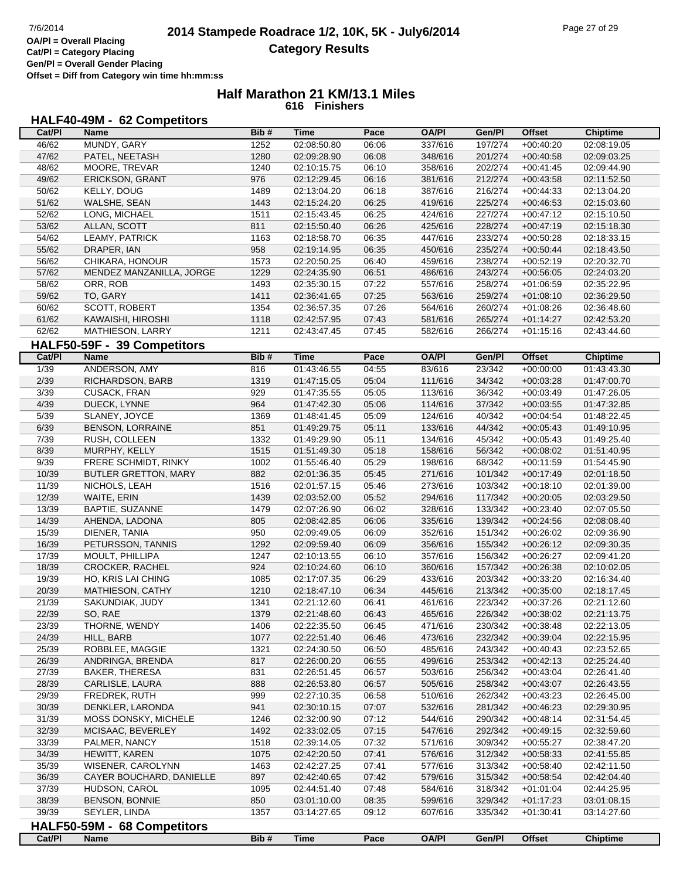**OA/Pl = Overall Placing**
**Cat/Pl = Category Placing**
**Gen/Pl = Overall Gender Placing**
**Offset = Diff from Category win time hh:mm:ss**

# 2014 Stampede Roadrace 1/2, 10K, 5K - July6/2014

## Category Results

## Half Marathon 21 KM/13.1 Miles

**616 Finishers**

### HALF40-49M - 62 Competitors

| Cat/Pl | Name | Bib # | Time | Pace | OA/Pl | Gen/Pl | Offset | Chiptime |
|---|---|---|---|---|---|---|---|---|
| 46/62 | MUNDY, GARY | 1252 | 02:08:50.80 | 06:06 | 337/616 | 197/274 | +00:40:20 | 02:08:19.05 |
| 47/62 | PATEL, NEETASH | 1280 | 02:09:28.90 | 06:08 | 348/616 | 201/274 | +00:40:58 | 02:09:03.25 |
| 48/62 | MOORE, TREVAR | 1240 | 02:10:15.75 | 06:10 | 358/616 | 202/274 | +00:41:45 | 02:09:44.90 |
| 49/62 | ERICKSON, GRANT | 976 | 02:12:29.45 | 06:16 | 381/616 | 212/274 | +00:43:58 | 02:11:52.50 |
| 50/62 | KELLY, DOUG | 1489 | 02:13:04.20 | 06:18 | 387/616 | 216/274 | +00:44:33 | 02:13:04.20 |
| 51/62 | WALSHE, SEAN | 1443 | 02:15:24.20 | 06:25 | 419/616 | 225/274 | +00:46:53 | 02:15:03.60 |
| 52/62 | LONG, MICHAEL | 1511 | 02:15:43.45 | 06:25 | 424/616 | 227/274 | +00:47:12 | 02:15:10.50 |
| 53/62 | ALLAN, SCOTT | 811 | 02:15:50.40 | 06:26 | 425/616 | 228/274 | +00:47:19 | 02:15:18.30 |
| 54/62 | LEAMY, PATRICK | 1163 | 02:18:58.70 | 06:35 | 447/616 | 233/274 | +00:50:28 | 02:18:33.15 |
| 55/62 | DRAPER, IAN | 958 | 02:19:14.95 | 06:35 | 450/616 | 235/274 | +00:50:44 | 02:18:43.50 |
| 56/62 | CHIKARA, HONOUR | 1573 | 02:20:50.25 | 06:40 | 459/616 | 238/274 | +00:52:19 | 02:20:32.70 |
| 57/62 | MENDEZ MANZANILLA, JORGE | 1229 | 02:24:35.90 | 06:51 | 486/616 | 243/274 | +00:56:05 | 02:24:03.20 |
| 58/62 | ORR, ROB | 1493 | 02:35:30.15 | 07:22 | 557/616 | 258/274 | +01:06:59 | 02:35:22.95 |
| 59/62 | TO, GARY | 1411 | 02:36:41.65 | 07:25 | 563/616 | 259/274 | +01:08:10 | 02:36:29.50 |
| 60/62 | SCOTT, ROBERT | 1354 | 02:36:57.35 | 07:26 | 564/616 | 260/274 | +01:08:26 | 02:36:48.60 |
| 61/62 | KAWAISHI, HIROSHI | 1118 | 02:42:57.95 | 07:43 | 581/616 | 265/274 | +01:14:27 | 02:42:53.20 |
| 62/62 | MATHIESON, LARRY | 1211 | 02:43:47.45 | 07:45 | 582/616 | 266/274 | +01:15:16 | 02:43:44.60 |

### HALF50-59F - 39 Competitors

| Cat/Pl | Name | Bib # | Time | Pace | OA/Pl | Gen/Pl | Offset | Chiptime |
|---|---|---|---|---|---|---|---|---|
| 1/39 | ANDERSON, AMY | 816 | 01:43:46.55 | 04:55 | 83/616 | 23/342 | +00:00:00 | 01:43:43.30 |
| 2/39 | RICHARDSON, BARB | 1319 | 01:47:15.05 | 05:04 | 111/616 | 34/342 | +00:03:28 | 01:47:00.70 |
| 3/39 | CUSACK, FRAN | 929 | 01:47:35.55 | 05:05 | 113/616 | 36/342 | +00:03:49 | 01:47:26.05 |
| 4/39 | DUECK, LYNNE | 964 | 01:47:42.30 | 05:06 | 114/616 | 37/342 | +00:03:55 | 01:47:32.85 |
| 5/39 | SLANEY, JOYCE | 1369 | 01:48:41.45 | 05:09 | 124/616 | 40/342 | +00:04:54 | 01:48:22.45 |
| 6/39 | BENSON, LORRAINE | 851 | 01:49:29.75 | 05:11 | 133/616 | 44/342 | +00:05:43 | 01:49:10.95 |
| 7/39 | RUSH, COLLEEN | 1332 | 01:49:29.90 | 05:11 | 134/616 | 45/342 | +00:05:43 | 01:49:25.40 |
| 8/39 | MURPHY, KELLY | 1515 | 01:51:49.30 | 05:18 | 158/616 | 56/342 | +00:08:02 | 01:51:40.95 |
| 9/39 | FRERE SCHMIDT, RINKY | 1002 | 01:55:46.40 | 05:29 | 198/616 | 68/342 | +00:11:59 | 01:54:45.90 |
| 10/39 | BUTLER GRETTON, MARY | 882 | 02:01:36.35 | 05:45 | 271/616 | 101/342 | +00:17:49 | 02:01:18.50 |
| 11/39 | NICHOLS, LEAH | 1516 | 02:01:57.15 | 05:46 | 273/616 | 103/342 | +00:18:10 | 02:01:39.00 |
| 12/39 | WAITE, ERIN | 1439 | 02:03:52.00 | 05:52 | 294/616 | 117/342 | +00:20:05 | 02:03:29.50 |
| 13/39 | BAPTIE, SUZANNE | 1479 | 02:07:26.90 | 06:02 | 328/616 | 133/342 | +00:23:40 | 02:07:05.50 |
| 14/39 | AHENDA, LADONA | 805 | 02:08:42.85 | 06:06 | 335/616 | 139/342 | +00:24:56 | 02:08:08.40 |
| 15/39 | DIENER, TANIA | 950 | 02:09:49.05 | 06:09 | 352/616 | 151/342 | +00:26:02 | 02:09:36.90 |
| 16/39 | PETURSSON, TANNIS | 1292 | 02:09:59.40 | 06:09 | 356/616 | 155/342 | +00:26:12 | 02:09:30.35 |
| 17/39 | MOULT, PHILLIPA | 1247 | 02:10:13.55 | 06:10 | 357/616 | 156/342 | +00:26:27 | 02:09:41.20 |
| 18/39 | CROCKER, RACHEL | 924 | 02:10:24.60 | 06:10 | 360/616 | 157/342 | +00:26:38 | 02:10:02.05 |
| 19/39 | HO, KRIS LAI CHING | 1085 | 02:17:07.35 | 06:29 | 433/616 | 203/342 | +00:33:20 | 02:16:34.40 |
| 20/39 | MATHIESON, CATHY | 1210 | 02:18:47.10 | 06:34 | 445/616 | 213/342 | +00:35:00 | 02:18:17.45 |
| 21/39 | SAKUNDIAK, JUDY | 1341 | 02:21:12.60 | 06:41 | 461/616 | 223/342 | +00:37:26 | 02:21:12.60 |
| 22/39 | SO, RAE | 1379 | 02:21:48.60 | 06:43 | 465/616 | 226/342 | +00:38:02 | 02:21:13.75 |
| 23/39 | THORNE, WENDY | 1406 | 02:22:35.50 | 06:45 | 471/616 | 230/342 | +00:38:48 | 02:22:13.05 |
| 24/39 | HILL, BARB | 1077 | 02:22:51.40 | 06:46 | 473/616 | 232/342 | +00:39:04 | 02:22:15.95 |
| 25/39 | ROBBLEE, MAGGIE | 1321 | 02:24:30.50 | 06:50 | 485/616 | 243/342 | +00:40:43 | 02:23:52.65 |
| 26/39 | ANDRINGA, BRENDA | 817 | 02:26:00.20 | 06:55 | 499/616 | 253/342 | +00:42:13 | 02:25:24.40 |
| 27/39 | BAKER, THERESA | 831 | 02:26:51.45 | 06:57 | 503/616 | 256/342 | +00:43:04 | 02:26:41.40 |
| 28/39 | CARLISLE, LAURA | 888 | 02:26:53.80 | 06:57 | 505/616 | 258/342 | +00:43:07 | 02:26:43.55 |
| 29/39 | FREDREK, RUTH | 999 | 02:27:10.35 | 06:58 | 510/616 | 262/342 | +00:43:23 | 02:26:45.00 |
| 30/39 | DENKLER, LARONDA | 941 | 02:30:10.15 | 07:07 | 532/616 | 281/342 | +00:46:23 | 02:29:30.95 |
| 31/39 | MOSS DONSKY, MICHELE | 1246 | 02:32:00.90 | 07:12 | 544/616 | 290/342 | +00:48:14 | 02:31:54.45 |
| 32/39 | MCISAAC, BEVERLEY | 1492 | 02:33:02.05 | 07:15 | 547/616 | 292/342 | +00:49:15 | 02:32:59.60 |
| 33/39 | PALMER, NANCY | 1518 | 02:39:14.05 | 07:32 | 571/616 | 309/342 | +00:55:27 | 02:38:47.20 |
| 34/39 | HEWITT, KAREN | 1075 | 02:42:20.50 | 07:41 | 576/616 | 312/342 | +00:58:33 | 02:41:55.85 |
| 35/39 | WISENER, CAROLYNN | 1463 | 02:42:27.25 | 07:41 | 577/616 | 313/342 | +00:58:40 | 02:42:11.50 |
| 36/39 | CAYER BOUCHARD, DANIELLE | 897 | 02:42:40.65 | 07:42 | 579/616 | 315/342 | +00:58:54 | 02:42:04.40 |
| 37/39 | HUDSON, CAROL | 1095 | 02:44:51.40 | 07:48 | 584/616 | 318/342 | +01:01:04 | 02:44:25.95 |
| 38/39 | BENSON, BONNIE | 850 | 03:01:10.00 | 08:35 | 599/616 | 329/342 | +01:17:23 | 03:01:08.15 |
| 39/39 | SEYLER, LINDA | 1357 | 03:14:27.65 | 09:12 | 607/616 | 335/342 | +01:30:41 | 03:14:27.60 |

### HALF50-59M - 68 Competitors

| Cat/Pl | Name | Bib # | Time | Pace | OA/Pl | Gen/Pl | Offset | Chiptime |
|---|---|---|---|---|---|---|---|---|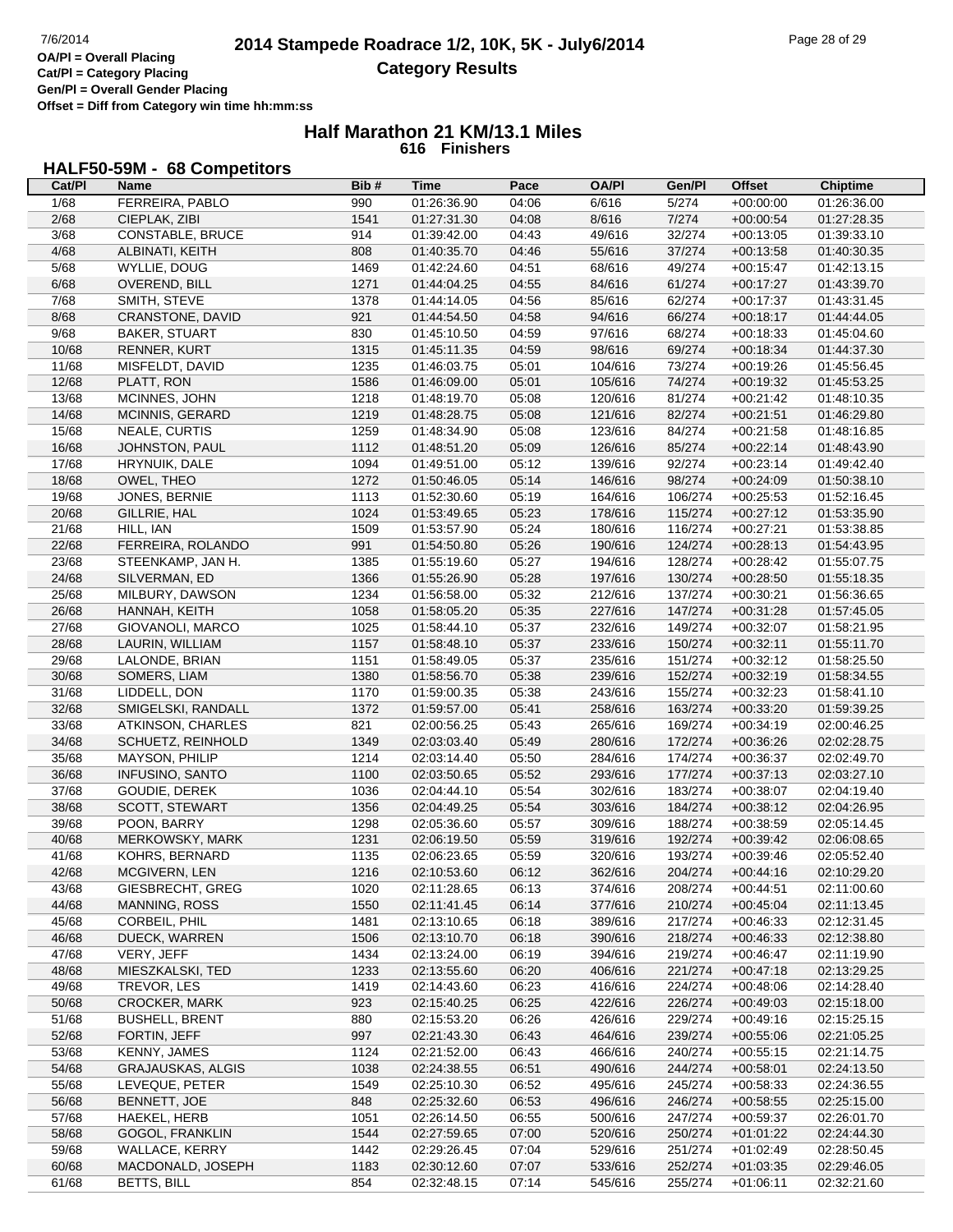# 2014 Stampede Roadrace 1/2, 10K, 5K - July6/2014

## Category Results

**OA/Pl = Overall Placing**
**Cat/Pl = Category Placing**
**Gen/Pl = Overall Gender Placing**
**Offset = Diff from Category win time hh:mm:ss**

### Half Marathon 21 KM/13.1 Miles
**616 Finishers**

### HALF50-59M - 68 Competitors

| Cat/Pl | Name | Bib # | Time | Pace | OA/Pl | Gen/Pl | Offset | Chiptime |
|---|---|---|---|---|---|---|---|---|
| 1/68 | FERREIRA, PABLO | 990 | 01:26:36.90 | 04:06 | 6/616 | 5/274 | +00:00:00 | 01:26:36.00 |
| 2/68 | CIEPLAK, ZIBI | 1541 | 01:27:31.30 | 04:08 | 8/616 | 7/274 | +00:00:54 | 01:27:28.35 |
| 3/68 | CONSTABLE, BRUCE | 914 | 01:39:42.00 | 04:43 | 49/616 | 32/274 | +00:13:05 | 01:39:33.10 |
| 4/68 | ALBINATI, KEITH | 808 | 01:40:35.70 | 04:46 | 55/616 | 37/274 | +00:13:58 | 01:40:30.35 |
| 5/68 | WYLLIE, DOUG | 1469 | 01:42:24.60 | 04:51 | 68/616 | 49/274 | +00:15:47 | 01:42:13.15 |
| 6/68 | OVEREND, BILL | 1271 | 01:44:04.25 | 04:55 | 84/616 | 61/274 | +00:17:27 | 01:43:39.70 |
| 7/68 | SMITH, STEVE | 1378 | 01:44:14.05 | 04:56 | 85/616 | 62/274 | +00:17:37 | 01:43:31.45 |
| 8/68 | CRANSTONE, DAVID | 921 | 01:44:54.50 | 04:58 | 94/616 | 66/274 | +00:18:17 | 01:44:44.05 |
| 9/68 | BAKER, STUART | 830 | 01:45:10.50 | 04:59 | 97/616 | 68/274 | +00:18:33 | 01:45:04.60 |
| 10/68 | RENNER, KURT | 1315 | 01:45:11.35 | 04:59 | 98/616 | 69/274 | +00:18:34 | 01:44:37.30 |
| 11/68 | MISFELDT, DAVID | 1235 | 01:46:03.75 | 05:01 | 104/616 | 73/274 | +00:19:26 | 01:45:56.45 |
| 12/68 | PLATT, RON | 1586 | 01:46:09.00 | 05:01 | 105/616 | 74/274 | +00:19:32 | 01:45:53.25 |
| 13/68 | MCINNES, JOHN | 1218 | 01:48:19.70 | 05:08 | 120/616 | 81/274 | +00:21:42 | 01:48:10.35 |
| 14/68 | MCINNIS, GERARD | 1219 | 01:48:28.75 | 05:08 | 121/616 | 82/274 | +00:21:51 | 01:46:29.80 |
| 15/68 | NEALE, CURTIS | 1259 | 01:48:34.90 | 05:08 | 123/616 | 84/274 | +00:21:58 | 01:48:16.85 |
| 16/68 | JOHNSTON, PAUL | 1112 | 01:48:51.20 | 05:09 | 126/616 | 85/274 | +00:22:14 | 01:48:43.90 |
| 17/68 | HRYNUIK, DALE | 1094 | 01:49:51.00 | 05:12 | 139/616 | 92/274 | +00:23:14 | 01:49:42.40 |
| 18/68 | OWEL, THEO | 1272 | 01:50:46.05 | 05:14 | 146/616 | 98/274 | +00:24:09 | 01:50:38.10 |
| 19/68 | JONES, BERNIE | 1113 | 01:52:30.60 | 05:19 | 164/616 | 106/274 | +00:25:53 | 01:52:16.45 |
| 20/68 | GILLRIE, HAL | 1024 | 01:53:49.65 | 05:23 | 178/616 | 115/274 | +00:27:12 | 01:53:35.90 |
| 21/68 | HILL, IAN | 1509 | 01:53:57.90 | 05:24 | 180/616 | 116/274 | +00:27:21 | 01:53:38.85 |
| 22/68 | FERREIRA, ROLANDO | 991 | 01:54:50.80 | 05:26 | 190/616 | 124/274 | +00:28:13 | 01:54:43.95 |
| 23/68 | STEENKAMP, JAN H. | 1385 | 01:55:19.60 | 05:27 | 194/616 | 128/274 | +00:28:42 | 01:55:07.75 |
| 24/68 | SILVERMAN, ED | 1366 | 01:55:26.90 | 05:28 | 197/616 | 130/274 | +00:28:50 | 01:55:18.35 |
| 25/68 | MILBURY, DAWSON | 1234 | 01:56:58.00 | 05:32 | 212/616 | 137/274 | +00:30:21 | 01:56:36.65 |
| 26/68 | HANNAH, KEITH | 1058 | 01:58:05.20 | 05:35 | 227/616 | 147/274 | +00:31:28 | 01:57:45.05 |
| 27/68 | GIOVANOLI, MARCO | 1025 | 01:58:44.10 | 05:37 | 232/616 | 149/274 | +00:32:07 | 01:58:21.95 |
| 28/68 | LAURIN, WILLIAM | 1157 | 01:58:48.10 | 05:37 | 233/616 | 150/274 | +00:32:11 | 01:55:11.70 |
| 29/68 | LALONDE, BRIAN | 1151 | 01:58:49.05 | 05:37 | 235/616 | 151/274 | +00:32:12 | 01:58:25.50 |
| 30/68 | SOMERS, LIAM | 1380 | 01:58:56.70 | 05:38 | 239/616 | 152/274 | +00:32:19 | 01:58:34.55 |
| 31/68 | LIDDELL, DON | 1170 | 01:59:00.35 | 05:38 | 243/616 | 155/274 | +00:32:23 | 01:58:41.10 |
| 32/68 | SMIGELSKI, RANDALL | 1372 | 01:59:57.00 | 05:41 | 258/616 | 163/274 | +00:33:20 | 01:59:39.25 |
| 33/68 | ATKINSON, CHARLES | 821 | 02:00:56.25 | 05:43 | 265/616 | 169/274 | +00:34:19 | 02:00:46.25 |
| 34/68 | SCHUETZ, REINHOLD | 1349 | 02:03:03.40 | 05:49 | 280/616 | 172/274 | +00:36:26 | 02:02:28.75 |
| 35/68 | MAYSON, PHILIP | 1214 | 02:03:14.40 | 05:50 | 284/616 | 174/274 | +00:36:37 | 02:02:49.70 |
| 36/68 | INFUSINO, SANTO | 1100 | 02:03:50.65 | 05:52 | 293/616 | 177/274 | +00:37:13 | 02:03:27.10 |
| 37/68 | GOUDIE, DEREK | 1036 | 02:04:44.10 | 05:54 | 302/616 | 183/274 | +00:38:07 | 02:04:19.40 |
| 38/68 | SCOTT, STEWART | 1356 | 02:04:49.25 | 05:54 | 303/616 | 184/274 | +00:38:12 | 02:04:26.95 |
| 39/68 | POON, BARRY | 1298 | 02:05:36.60 | 05:57 | 309/616 | 188/274 | +00:38:59 | 02:05:14.45 |
| 40/68 | MERKOWSKY, MARK | 1231 | 02:06:19.50 | 05:59 | 319/616 | 192/274 | +00:39:42 | 02:06:08.65 |
| 41/68 | KOHRS, BERNARD | 1135 | 02:06:23.65 | 05:59 | 320/616 | 193/274 | +00:39:46 | 02:05:52.40 |
| 42/68 | MCGIVERN, LEN | 1216 | 02:10:53.60 | 06:12 | 362/616 | 204/274 | +00:44:16 | 02:10:29.20 |
| 43/68 | GIESBRECHT, GREG | 1020 | 02:11:28.65 | 06:13 | 374/616 | 208/274 | +00:44:51 | 02:11:00.60 |
| 44/68 | MANNING, ROSS | 1550 | 02:11:41.45 | 06:14 | 377/616 | 210/274 | +00:45:04 | 02:11:13.45 |
| 45/68 | CORBEIL, PHIL | 1481 | 02:13:10.65 | 06:18 | 389/616 | 217/274 | +00:46:33 | 02:12:31.45 |
| 46/68 | DUECK, WARREN | 1506 | 02:13:10.70 | 06:18 | 390/616 | 218/274 | +00:46:33 | 02:12:38.80 |
| 47/68 | VERY, JEFF | 1434 | 02:13:24.00 | 06:19 | 394/616 | 219/274 | +00:46:47 | 02:11:19.90 |
| 48/68 | MIESZKALSKI, TED | 1233 | 02:13:55.60 | 06:20 | 406/616 | 221/274 | +00:47:18 | 02:13:29.25 |
| 49/68 | TREVOR, LES | 1419 | 02:14:43.60 | 06:23 | 416/616 | 224/274 | +00:48:06 | 02:14:28.40 |
| 50/68 | CROCKER, MARK | 923 | 02:15:40.25 | 06:25 | 422/616 | 226/274 | +00:49:03 | 02:15:18.00 |
| 51/68 | BUSHELL, BRENT | 880 | 02:15:53.20 | 06:26 | 426/616 | 229/274 | +00:49:16 | 02:15:25.15 |
| 52/68 | FORTIN, JEFF | 997 | 02:21:43.30 | 06:43 | 464/616 | 239/274 | +00:55:06 | 02:21:05.25 |
| 53/68 | KENNY, JAMES | 1124 | 02:21:52.00 | 06:43 | 466/616 | 240/274 | +00:55:15 | 02:21:14.75 |
| 54/68 | GRAJAUSKAS, ALGIS | 1038 | 02:24:38.55 | 06:51 | 490/616 | 244/274 | +00:58:01 | 02:24:13.50 |
| 55/68 | LEVEQUE, PETER | 1549 | 02:25:10.30 | 06:52 | 495/616 | 245/274 | +00:58:33 | 02:24:36.55 |
| 56/68 | BENNETT, JOE | 848 | 02:25:32.60 | 06:53 | 496/616 | 246/274 | +00:58:55 | 02:25:15.00 |
| 57/68 | HAEKEL, HERB | 1051 | 02:26:14.50 | 06:55 | 500/616 | 247/274 | +00:59:37 | 02:26:01.70 |
| 58/68 | GOGOL, FRANKLIN | 1544 | 02:27:59.65 | 07:00 | 520/616 | 250/274 | +01:01:22 | 02:24:44.30 |
| 59/68 | WALLACE, KERRY | 1442 | 02:29:26.45 | 07:04 | 529/616 | 251/274 | +01:02:49 | 02:28:50.45 |
| 60/68 | MACDONALD, JOSEPH | 1183 | 02:30:12.60 | 07:07 | 533/616 | 252/274 | +01:03:35 | 02:29:46.05 |
| 61/68 | BETTS, BILL | 854 | 02:32:48.15 | 07:14 | 545/616 | 255/274 | +01:06:11 | 02:32:21.60 |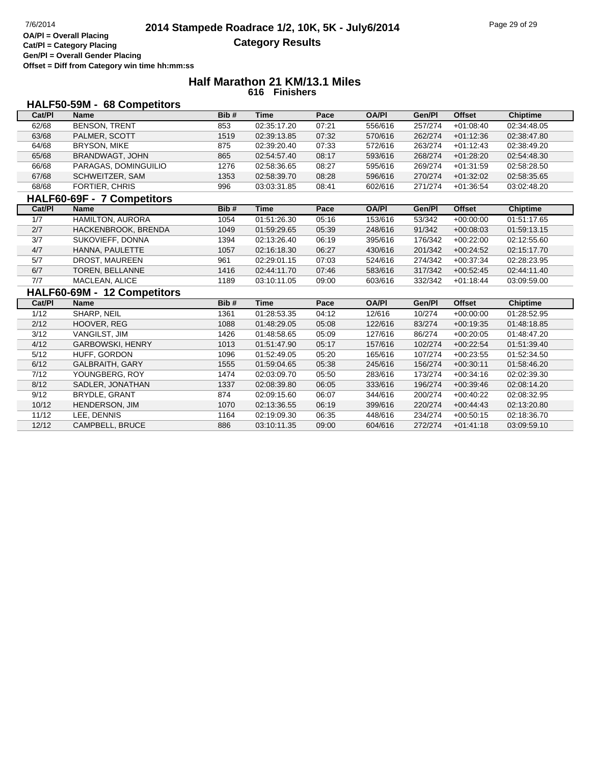OA/Pl = Overall Placing
Cat/Pl = Category Placing
Gen/Pl = Overall Gender Placing
Offset = Diff from Category win time hh:mm:ss

# Half Marathon 21 KM/13.1 Miles
**616 Finishers**

## HALF50-59M - 68 Competitors

| Cat/Pl | Name | Bib # | Time | Pace | OA/Pl | Gen/Pl | Offset | Chiptime |
|---|---|---|---|---|---|---|---|---|
| 62/68 | BENSON, TRENT | 853 | 02:35:17.20 | 07:21 | 556/616 | 257/274 | +01:08:40 | 02:34:48.05 |
| 63/68 | PALMER, SCOTT | 1519 | 02:39:13.85 | 07:32 | 570/616 | 262/274 | +01:12:36 | 02:38:47.80 |
| 64/68 | BRYSON, MIKE | 875 | 02:39:20.40 | 07:33 | 572/616 | 263/274 | +01:12:43 | 02:38:49.20 |
| 65/68 | BRANDWAGT, JOHN | 865 | 02:54:57.40 | 08:17 | 593/616 | 268/274 | +01:28:20 | 02:54:48.30 |
| 66/68 | PARAGAS, DOMINGUILIO | 1276 | 02:58:36.65 | 08:27 | 595/616 | 269/274 | +01:31:59 | 02:58:28.50 |
| 67/68 | SCHWEITZER, SAM | 1353 | 02:58:39.70 | 08:28 | 596/616 | 270/274 | +01:32:02 | 02:58:35.65 |
| 68/68 | FORTIER, CHRIS | 996 | 03:03:31.85 | 08:41 | 602/616 | 271/274 | +01:36:54 | 03:02:48.20 |

## HALF60-69F - 7 Competitors

| Cat/Pl | Name | Bib # | Time | Pace | OA/Pl | Gen/Pl | Offset | Chiptime |
|---|---|---|---|---|---|---|---|---|
| 1/7 | HAMILTON, AURORA | 1054 | 01:51:26.30 | 05:16 | 153/616 | 53/342 | +00:00:00 | 01:51:17.65 |
| 2/7 | HACKENBROOK, BRENDA | 1049 | 01:59:29.65 | 05:39 | 248/616 | 91/342 | +00:08:03 | 01:59:13.15 |
| 3/7 | SUKOVIEFF, DONNA | 1394 | 02:13:26.40 | 06:19 | 395/616 | 176/342 | +00:22:00 | 02:12:55.60 |
| 4/7 | HANNA, PAULETTE | 1057 | 02:16:18.30 | 06:27 | 430/616 | 201/342 | +00:24:52 | 02:15:17.70 |
| 5/7 | DROST, MAUREEN | 961 | 02:29:01.15 | 07:03 | 524/616 | 274/342 | +00:37:34 | 02:28:23.95 |
| 6/7 | TOREN, BELLANNE | 1416 | 02:44:11.70 | 07:46 | 583/616 | 317/342 | +00:52:45 | 02:44:11.40 |
| 7/7 | MACLEAN, ALICE | 1189 | 03:10:11.05 | 09:00 | 603/616 | 332/342 | +01:18:44 | 03:09:59.00 |

## HALF60-69M - 12 Competitors

| Cat/Pl | Name | Bib # | Time | Pace | OA/Pl | Gen/Pl | Offset | Chiptime |
|---|---|---|---|---|---|---|---|---|
| 1/12 | SHARP, NEIL | 1361 | 01:28:53.35 | 04:12 | 12/616 | 10/274 | +00:00:00 | 01:28:52.95 |
| 2/12 | HOOVER, REG | 1088 | 01:48:29.05 | 05:08 | 122/616 | 83/274 | +00:19:35 | 01:48:18.85 |
| 3/12 | VANGILST, JIM | 1426 | 01:48:58.65 | 05:09 | 127/616 | 86/274 | +00:20:05 | 01:48:47.20 |
| 4/12 | GARBOWSKI, HENRY | 1013 | 01:51:47.90 | 05:17 | 157/616 | 102/274 | +00:22:54 | 01:51:39.40 |
| 5/12 | HUFF, GORDON | 1096 | 01:52:49.05 | 05:20 | 165/616 | 107/274 | +00:23:55 | 01:52:34.50 |
| 6/12 | GALBRAITH, GARY | 1555 | 01:59:04.65 | 05:38 | 245/616 | 156/274 | +00:30:11 | 01:58:46.20 |
| 7/12 | YOUNGBERG, ROY | 1474 | 02:03:09.70 | 05:50 | 283/616 | 173/274 | +00:34:16 | 02:02:39.30 |
| 8/12 | SADLER, JONATHAN | 1337 | 02:08:39.80 | 06:05 | 333/616 | 196/274 | +00:39:46 | 02:08:14.20 |
| 9/12 | BRYDLE, GRANT | 874 | 02:09:15.60 | 06:07 | 344/616 | 200/274 | +00:40:22 | 02:08:32.95 |
| 10/12 | HENDERSON, JIM | 1070 | 02:13:36.55 | 06:19 | 399/616 | 220/274 | +00:44:43 | 02:13:20.80 |
| 11/12 | LEE, DENNIS | 1164 | 02:19:09.30 | 06:35 | 448/616 | 234/274 | +00:50:15 | 02:18:36.70 |
| 12/12 | CAMPBELL, BRUCE | 886 | 03:10:11.35 | 09:00 | 604/616 | 272/274 | +01:41:18 | 03:09:59.10 |